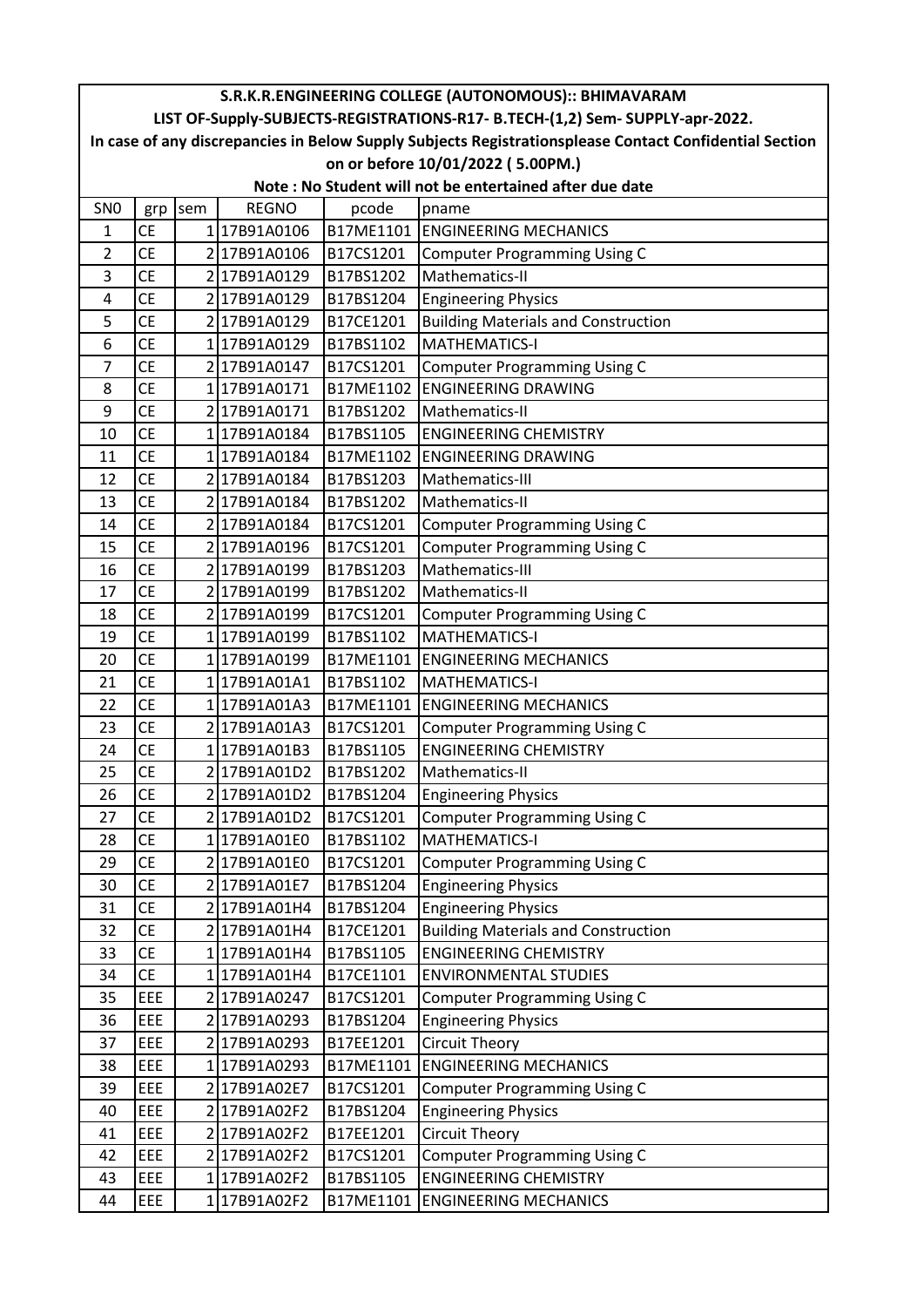**S.R.K.R.ENGINEERING COLLEGE (AUTONOMOUS):: BHIMAVARAM**

**LIST OF-Supply-SUBJECTS-REGISTRATIONS-R17- B.TECH-(1,2) Sem- SUPPLY-apr-2022.**

**In case of any discrepancies in Below Supply Subjects Registrationsplease Contact Confidential Section on or before 10/01/2022 ( 5.00PM.)**

**Note : No Student will not be entertained after due date**

| SN0 | grp | sem | REGNO | pcode | pname |
|---|---|---|---|---|---|
| 1 | CE | 1 | 17B91A0106 | B17ME1101 | ENGINEERING MECHANICS |
| 2 | CE | 2 | 17B91A0106 | B17CS1201 | Computer Programming Using C |
| 3 | CE | 2 | 17B91A0129 | B17BS1202 | Mathematics-II |
| 4 | CE | 2 | 17B91A0129 | B17BS1204 | Engineering Physics |
| 5 | CE | 2 | 17B91A0129 | B17CE1201 | Building Materials and Construction |
| 6 | CE | 1 | 17B91A0129 | B17BS1102 | MATHEMATICS-I |
| 7 | CE | 2 | 17B91A0147 | B17CS1201 | Computer Programming Using C |
| 8 | CE | 1 | 17B91A0171 | B17ME1102 | ENGINEERING DRAWING |
| 9 | CE | 2 | 17B91A0171 | B17BS1202 | Mathematics-II |
| 10 | CE | 1 | 17B91A0184 | B17BS1105 | ENGINEERING CHEMISTRY |
| 11 | CE | 1 | 17B91A0184 | B17ME1102 | ENGINEERING DRAWING |
| 12 | CE | 2 | 17B91A0184 | B17BS1203 | Mathematics-III |
| 13 | CE | 2 | 17B91A0184 | B17BS1202 | Mathematics-II |
| 14 | CE | 2 | 17B91A0184 | B17CS1201 | Computer Programming Using C |
| 15 | CE | 2 | 17B91A0196 | B17CS1201 | Computer Programming Using C |
| 16 | CE | 2 | 17B91A0199 | B17BS1203 | Mathematics-III |
| 17 | CE | 2 | 17B91A0199 | B17BS1202 | Mathematics-II |
| 18 | CE | 2 | 17B91A0199 | B17CS1201 | Computer Programming Using C |
| 19 | CE | 1 | 17B91A0199 | B17BS1102 | MATHEMATICS-I |
| 20 | CE | 1 | 17B91A0199 | B17ME1101 | ENGINEERING MECHANICS |
| 21 | CE | 1 | 17B91A01A1 | B17BS1102 | MATHEMATICS-I |
| 22 | CE | 1 | 17B91A01A3 | B17ME1101 | ENGINEERING MECHANICS |
| 23 | CE | 2 | 17B91A01A3 | B17CS1201 | Computer Programming Using C |
| 24 | CE | 1 | 17B91A01B3 | B17BS1105 | ENGINEERING CHEMISTRY |
| 25 | CE | 2 | 17B91A01D2 | B17BS1202 | Mathematics-II |
| 26 | CE | 2 | 17B91A01D2 | B17BS1204 | Engineering Physics |
| 27 | CE | 2 | 17B91A01D2 | B17CS1201 | Computer Programming Using C |
| 28 | CE | 1 | 17B91A01E0 | B17BS1102 | MATHEMATICS-I |
| 29 | CE | 2 | 17B91A01E0 | B17CS1201 | Computer Programming Using C |
| 30 | CE | 2 | 17B91A01E7 | B17BS1204 | Engineering Physics |
| 31 | CE | 2 | 17B91A01H4 | B17BS1204 | Engineering Physics |
| 32 | CE | 2 | 17B91A01H4 | B17CE1201 | Building Materials and Construction |
| 33 | CE | 1 | 17B91A01H4 | B17BS1105 | ENGINEERING CHEMISTRY |
| 34 | CE | 1 | 17B91A01H4 | B17CE1101 | ENVIRONMENTAL STUDIES |
| 35 | EEE | 2 | 17B91A0247 | B17CS1201 | Computer Programming Using C |
| 36 | EEE | 2 | 17B91A0293 | B17BS1204 | Engineering Physics |
| 37 | EEE | 2 | 17B91A0293 | B17EE1201 | Circuit Theory |
| 38 | EEE | 1 | 17B91A0293 | B17ME1101 | ENGINEERING MECHANICS |
| 39 | EEE | 2 | 17B91A02E7 | B17CS1201 | Computer Programming Using C |
| 40 | EEE | 2 | 17B91A02F2 | B17BS1204 | Engineering Physics |
| 41 | EEE | 2 | 17B91A02F2 | B17EE1201 | Circuit Theory |
| 42 | EEE | 2 | 17B91A02F2 | B17CS1201 | Computer Programming Using C |
| 43 | EEE | 1 | 17B91A02F2 | B17BS1105 | ENGINEERING CHEMISTRY |
| 44 | EEE | 1 | 17B91A02F2 | B17ME1101 | ENGINEERING MECHANICS |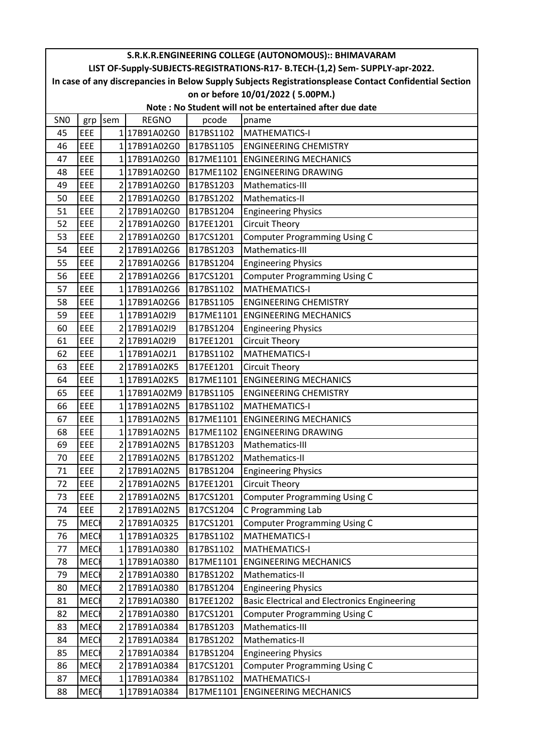| S.R.K.R.ENGINEERING COLLEGE (AUTONOMOUS):: BHIMAVARAM | | | | | |
|---|---|---|---|---|---|
| LIST OF-Supply-SUBJECTS-REGISTRATIONS-R17- B.TECH-(1,2) Sem- SUPPLY-apr-2022. | | | | | |
| In case of any discrepancies in Below Supply Subjects Registrationsplease Contact Confidential Section on or before 10/01/2022 ( 5.00PM.) | | | | | |
| Note : No Student will not be entertained after due date | | | | | |
| SN0 | grp | sem | REGNO | pcode | pname |
| 45 | EEE | 1 | 17B91A02G0 | B17BS1102 | MATHEMATICS-I |
| 46 | EEE | 1 | 17B91A02G0 | B17BS1105 | ENGINEERING CHEMISTRY |
| 47 | EEE | 1 | 17B91A02G0 | B17ME1101 | ENGINEERING MECHANICS |
| 48 | EEE | 1 | 17B91A02G0 | B17ME1102 | ENGINEERING DRAWING |
| 49 | EEE | 2 | 17B91A02G0 | B17BS1203 | Mathematics-III |
| 50 | EEE | 2 | 17B91A02G0 | B17BS1202 | Mathematics-II |
| 51 | EEE | 2 | 17B91A02G0 | B17BS1204 | Engineering Physics |
| 52 | EEE | 2 | 17B91A02G0 | B17EE1201 | Circuit Theory |
| 53 | EEE | 2 | 17B91A02G0 | B17CS1201 | Computer Programming Using C |
| 54 | EEE | 2 | 17B91A02G6 | B17BS1203 | Mathematics-III |
| 55 | EEE | 2 | 17B91A02G6 | B17BS1204 | Engineering Physics |
| 56 | EEE | 2 | 17B91A02G6 | B17CS1201 | Computer Programming Using C |
| 57 | EEE | 1 | 17B91A02G6 | B17BS1102 | MATHEMATICS-I |
| 58 | EEE | 1 | 17B91A02G6 | B17BS1105 | ENGINEERING CHEMISTRY |
| 59 | EEE | 1 | 17B91A02I9 | B17ME1101 | ENGINEERING MECHANICS |
| 60 | EEE | 2 | 17B91A02I9 | B17BS1204 | Engineering Physics |
| 61 | EEE | 2 | 17B91A02I9 | B17EE1201 | Circuit Theory |
| 62 | EEE | 1 | 17B91A02J1 | B17BS1102 | MATHEMATICS-I |
| 63 | EEE | 2 | 17B91A02K5 | B17EE1201 | Circuit Theory |
| 64 | EEE | 1 | 17B91A02K5 | B17ME1101 | ENGINEERING MECHANICS |
| 65 | EEE | 1 | 17B91A02M9 | B17BS1105 | ENGINEERING CHEMISTRY |
| 66 | EEE | 1 | 17B91A02N5 | B17BS1102 | MATHEMATICS-I |
| 67 | EEE | 1 | 17B91A02N5 | B17ME1101 | ENGINEERING MECHANICS |
| 68 | EEE | 1 | 17B91A02N5 | B17ME1102 | ENGINEERING DRAWING |
| 69 | EEE | 2 | 17B91A02N5 | B17BS1203 | Mathematics-III |
| 70 | EEE | 2 | 17B91A02N5 | B17BS1202 | Mathematics-II |
| 71 | EEE | 2 | 17B91A02N5 | B17BS1204 | Engineering Physics |
| 72 | EEE | 2 | 17B91A02N5 | B17EE1201 | Circuit Theory |
| 73 | EEE | 2 | 17B91A02N5 | B17CS1201 | Computer Programming Using C |
| 74 | EEE | 2 | 17B91A02N5 | B17CS1204 | C Programming Lab |
| 75 | MECH | 2 | 17B91A0325 | B17CS1201 | Computer Programming Using C |
| 76 | MECH | 1 | 17B91A0325 | B17BS1102 | MATHEMATICS-I |
| 77 | MECH | 1 | 17B91A0380 | B17BS1102 | MATHEMATICS-I |
| 78 | MECH | 1 | 17B91A0380 | B17ME1101 | ENGINEERING MECHANICS |
| 79 | MECH | 2 | 17B91A0380 | B17BS1202 | Mathematics-II |
| 80 | MECH | 2 | 17B91A0380 | B17BS1204 | Engineering Physics |
| 81 | MECH | 2 | 17B91A0380 | B17EE1202 | Basic Electrical and Electronics Engineering |
| 82 | MECH | 2 | 17B91A0380 | B17CS1201 | Computer Programming Using C |
| 83 | MECH | 2 | 17B91A0384 | B17BS1203 | Mathematics-III |
| 84 | MECH | 2 | 17B91A0384 | B17BS1202 | Mathematics-II |
| 85 | MECH | 2 | 17B91A0384 | B17BS1204 | Engineering Physics |
| 86 | MECH | 2 | 17B91A0384 | B17CS1201 | Computer Programming Using C |
| 87 | MECH | 1 | 17B91A0384 | B17BS1102 | MATHEMATICS-I |
| 88 | MECH | 1 | 17B91A0384 | B17ME1101 | ENGINEERING MECHANICS |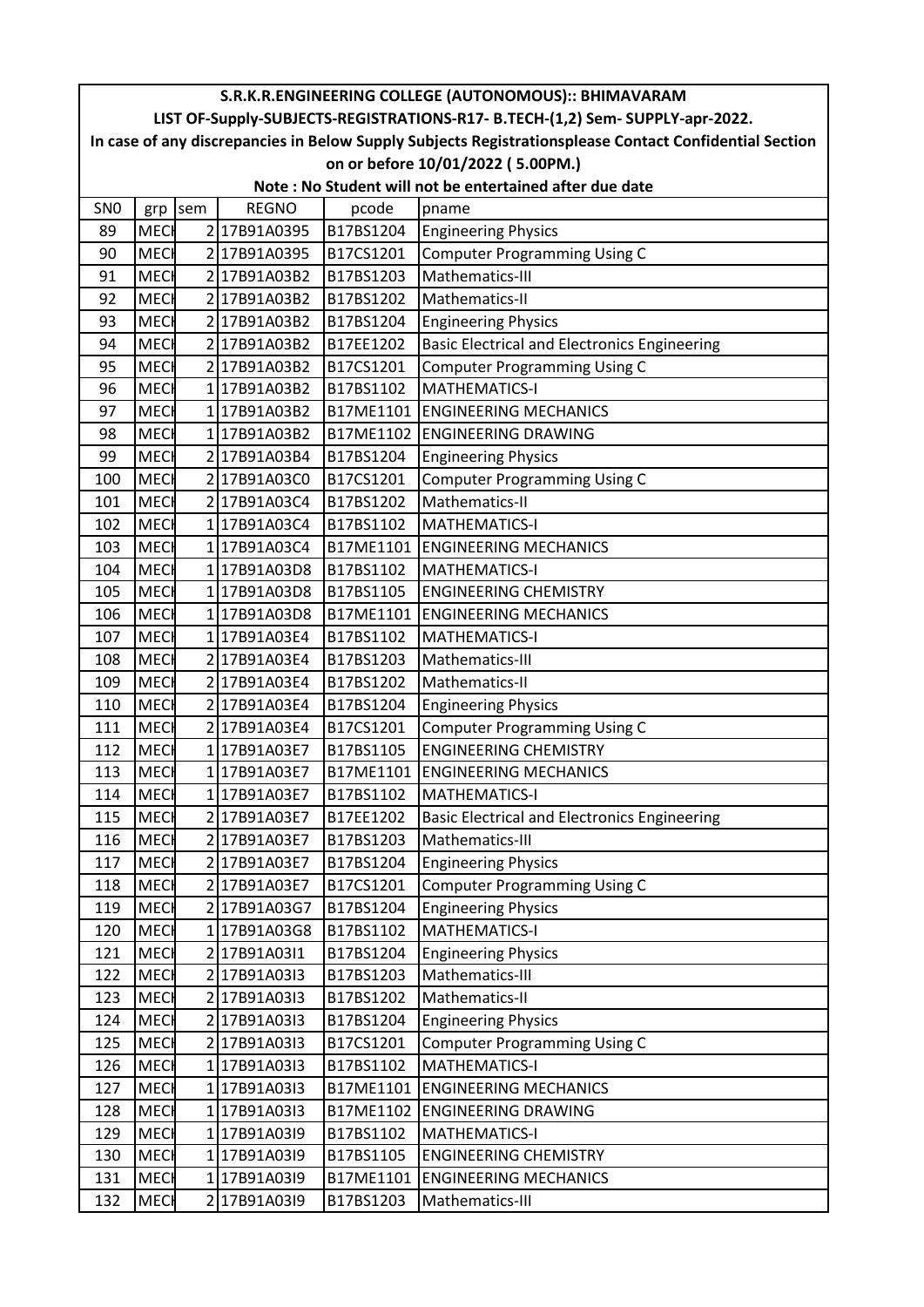| S.R.K.R.ENGINEERING COLLEGE (AUTONOMOUS):: BHIMAVARAM | | | | | |
|---|---|---|---|---|---|
| LIST OF-Supply-SUBJECTS-REGISTRATIONS-R17- B.TECH-(1,2) Sem- SUPPLY-apr-2022. | | | | | |
| In case of any discrepancies in Below Supply Subjects Registrationsplease Contact Confidential Section | | | | | |
| on or before 10/01/2022 ( 5.00PM.) | | | | | |
| Note : No Student will not be entertained after due date | | | | | |
| SN0 | grp | sem | REGNO | pcode | pname |
| 89 | MECH | 2 | 17B91A0395 | B17BS1204 | Engineering Physics |
| 90 | MECH | 2 | 17B91A0395 | B17CS1201 | Computer Programming Using C |
| 91 | MECH | 2 | 17B91A03B2 | B17BS1203 | Mathematics-III |
| 92 | MECH | 2 | 17B91A03B2 | B17BS1202 | Mathematics-II |
| 93 | MECH | 2 | 17B91A03B2 | B17BS1204 | Engineering Physics |
| 94 | MECH | 2 | 17B91A03B2 | B17EE1202 | Basic Electrical and Electronics Engineering |
| 95 | MECH | 2 | 17B91A03B2 | B17CS1201 | Computer Programming Using C |
| 96 | MECH | 1 | 17B91A03B2 | B17BS1102 | MATHEMATICS-I |
| 97 | MECH | 1 | 17B91A03B2 | B17ME1101 | ENGINEERING MECHANICS |
| 98 | MECH | 1 | 17B91A03B2 | B17ME1102 | ENGINEERING DRAWING |
| 99 | MECH | 2 | 17B91A03B4 | B17BS1204 | Engineering Physics |
| 100 | MECH | 2 | 17B91A03C0 | B17CS1201 | Computer Programming Using C |
| 101 | MECH | 2 | 17B91A03C4 | B17BS1202 | Mathematics-II |
| 102 | MECH | 1 | 17B91A03C4 | B17BS1102 | MATHEMATICS-I |
| 103 | MECH | 1 | 17B91A03C4 | B17ME1101 | ENGINEERING MECHANICS |
| 104 | MECH | 1 | 17B91A03D8 | B17BS1102 | MATHEMATICS-I |
| 105 | MECH | 1 | 17B91A03D8 | B17BS1105 | ENGINEERING CHEMISTRY |
| 106 | MECH | 1 | 17B91A03D8 | B17ME1101 | ENGINEERING MECHANICS |
| 107 | MECH | 1 | 17B91A03E4 | B17BS1102 | MATHEMATICS-I |
| 108 | MECH | 2 | 17B91A03E4 | B17BS1203 | Mathematics-III |
| 109 | MECH | 2 | 17B91A03E4 | B17BS1202 | Mathematics-II |
| 110 | MECH | 2 | 17B91A03E4 | B17BS1204 | Engineering Physics |
| 111 | MECH | 2 | 17B91A03E4 | B17CS1201 | Computer Programming Using C |
| 112 | MECH | 1 | 17B91A03E7 | B17BS1105 | ENGINEERING CHEMISTRY |
| 113 | MECH | 1 | 17B91A03E7 | B17ME1101 | ENGINEERING MECHANICS |
| 114 | MECH | 1 | 17B91A03E7 | B17BS1102 | MATHEMATICS-I |
| 115 | MECH | 2 | 17B91A03E7 | B17EE1202 | Basic Electrical and Electronics Engineering |
| 116 | MECH | 2 | 17B91A03E7 | B17BS1203 | Mathematics-III |
| 117 | MECH | 2 | 17B91A03E7 | B17BS1204 | Engineering Physics |
| 118 | MECH | 2 | 17B91A03E7 | B17CS1201 | Computer Programming Using C |
| 119 | MECH | 2 | 17B91A03G7 | B17BS1204 | Engineering Physics |
| 120 | MECH | 1 | 17B91A03G8 | B17BS1102 | MATHEMATICS-I |
| 121 | MECH | 2 | 17B91A03I1 | B17BS1204 | Engineering Physics |
| 122 | MECH | 2 | 17B91A03I3 | B17BS1203 | Mathematics-III |
| 123 | MECH | 2 | 17B91A03I3 | B17BS1202 | Mathematics-II |
| 124 | MECH | 2 | 17B91A03I3 | B17BS1204 | Engineering Physics |
| 125 | MECH | 2 | 17B91A03I3 | B17CS1201 | Computer Programming Using C |
| 126 | MECH | 1 | 17B91A03I3 | B17BS1102 | MATHEMATICS-I |
| 127 | MECH | 1 | 17B91A03I3 | B17ME1101 | ENGINEERING MECHANICS |
| 128 | MECH | 1 | 17B91A03I3 | B17ME1102 | ENGINEERING DRAWING |
| 129 | MECH | 1 | 17B91A03I9 | B17BS1102 | MATHEMATICS-I |
| 130 | MECH | 1 | 17B91A03I9 | B17BS1105 | ENGINEERING CHEMISTRY |
| 131 | MECH | 1 | 17B91A03I9 | B17ME1101 | ENGINEERING MECHANICS |
| 132 | MECH | 2 | 17B91A03I9 | B17BS1203 | Mathematics-III |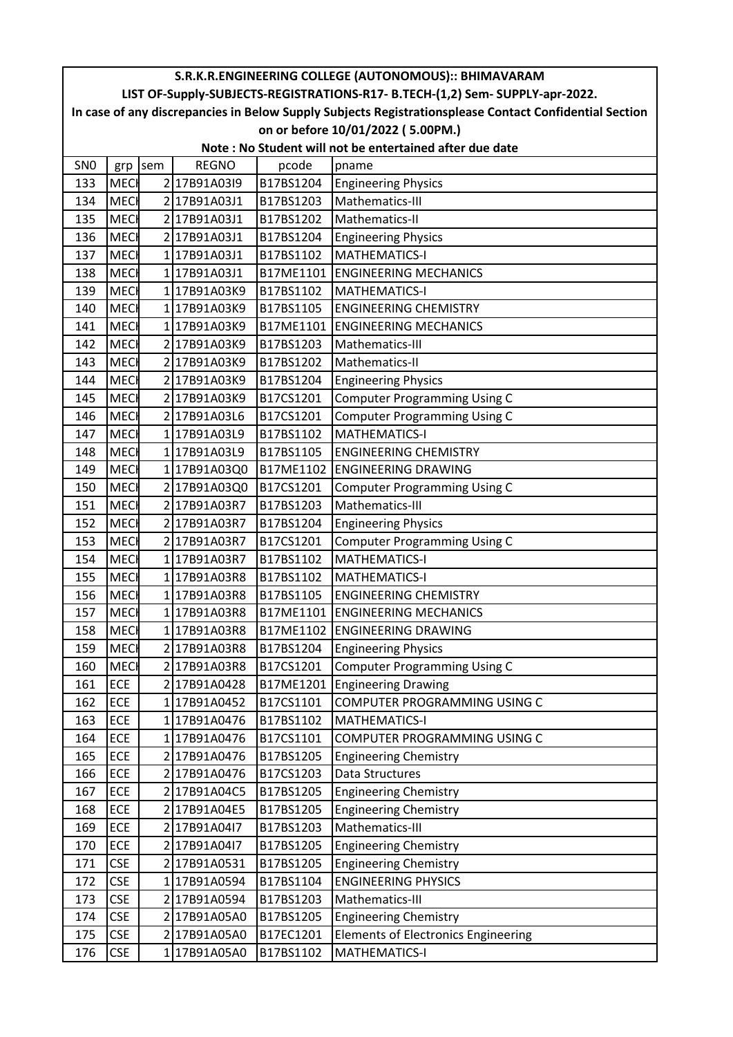S.R.K.R.ENGINEERING COLLEGE (AUTONOMOUS):: BHIMAVARAM

LIST OF-Supply-SUBJECTS-REGISTRATIONS-R17- B.TECH-(1,2) Sem- SUPPLY-apr-2022.

In case of any discrepancies in Below Supply Subjects Registrationsplease Contact Confidential Section on or before 10/01/2022 ( 5.00PM.)

Note : No Student will not be entertained after due date

| SN0 | grp | sem | REGNO | pcode | pname |
|---|---|---|---|---|---|
| 133 | MECH | 2 | 17B91A03I9 | B17BS1204 | Engineering Physics |
| 134 | MECH | 2 | 17B91A03J1 | B17BS1203 | Mathematics-III |
| 135 | MECH | 2 | 17B91A03J1 | B17BS1202 | Mathematics-II |
| 136 | MECH | 2 | 17B91A03J1 | B17BS1204 | Engineering Physics |
| 137 | MECH | 1 | 17B91A03J1 | B17BS1102 | MATHEMATICS-I |
| 138 | MECH | 1 | 17B91A03J1 | B17ME1101 | ENGINEERING MECHANICS |
| 139 | MECH | 1 | 17B91A03K9 | B17BS1102 | MATHEMATICS-I |
| 140 | MECH | 1 | 17B91A03K9 | B17BS1105 | ENGINEERING CHEMISTRY |
| 141 | MECH | 1 | 17B91A03K9 | B17ME1101 | ENGINEERING MECHANICS |
| 142 | MECH | 2 | 17B91A03K9 | B17BS1203 | Mathematics-III |
| 143 | MECH | 2 | 17B91A03K9 | B17BS1202 | Mathematics-II |
| 144 | MECH | 2 | 17B91A03K9 | B17BS1204 | Engineering Physics |
| 145 | MECH | 2 | 17B91A03K9 | B17CS1201 | Computer Programming Using C |
| 146 | MECH | 2 | 17B91A03L6 | B17CS1201 | Computer Programming Using C |
| 147 | MECH | 1 | 17B91A03L9 | B17BS1102 | MATHEMATICS-I |
| 148 | MECH | 1 | 17B91A03L9 | B17BS1105 | ENGINEERING CHEMISTRY |
| 149 | MECH | 1 | 17B91A03Q0 | B17ME1102 | ENGINEERING DRAWING |
| 150 | MECH | 2 | 17B91A03Q0 | B17CS1201 | Computer Programming Using C |
| 151 | MECH | 2 | 17B91A03R7 | B17BS1203 | Mathematics-III |
| 152 | MECH | 2 | 17B91A03R7 | B17BS1204 | Engineering Physics |
| 153 | MECH | 2 | 17B91A03R7 | B17CS1201 | Computer Programming Using C |
| 154 | MECH | 1 | 17B91A03R7 | B17BS1102 | MATHEMATICS-I |
| 155 | MECH | 1 | 17B91A03R8 | B17BS1102 | MATHEMATICS-I |
| 156 | MECH | 1 | 17B91A03R8 | B17BS1105 | ENGINEERING CHEMISTRY |
| 157 | MECH | 1 | 17B91A03R8 | B17ME1101 | ENGINEERING MECHANICS |
| 158 | MECH | 1 | 17B91A03R8 | B17ME1102 | ENGINEERING DRAWING |
| 159 | MECH | 2 | 17B91A03R8 | B17BS1204 | Engineering Physics |
| 160 | MECH | 2 | 17B91A03R8 | B17CS1201 | Computer Programming Using C |
| 161 | ECE | 2 | 17B91A0428 | B17ME1201 | Engineering Drawing |
| 162 | ECE | 1 | 17B91A0452 | B17CS1101 | COMPUTER PROGRAMMING USING C |
| 163 | ECE | 1 | 17B91A0476 | B17BS1102 | MATHEMATICS-I |
| 164 | ECE | 1 | 17B91A0476 | B17CS1101 | COMPUTER PROGRAMMING USING C |
| 165 | ECE | 2 | 17B91A0476 | B17BS1205 | Engineering Chemistry |
| 166 | ECE | 2 | 17B91A0476 | B17CS1203 | Data Structures |
| 167 | ECE | 2 | 17B91A04C5 | B17BS1205 | Engineering Chemistry |
| 168 | ECE | 2 | 17B91A04E5 | B17BS1205 | Engineering Chemistry |
| 169 | ECE | 2 | 17B91A04I7 | B17BS1203 | Mathematics-III |
| 170 | ECE | 2 | 17B91A04I7 | B17BS1205 | Engineering Chemistry |
| 171 | CSE | 2 | 17B91A0531 | B17BS1205 | Engineering Chemistry |
| 172 | CSE | 1 | 17B91A0594 | B17BS1104 | ENGINEERING PHYSICS |
| 173 | CSE | 2 | 17B91A0594 | B17BS1203 | Mathematics-III |
| 174 | CSE | 2 | 17B91A05A0 | B17BS1205 | Engineering Chemistry |
| 175 | CSE | 2 | 17B91A05A0 | B17EC1201 | Elements of Electronics Engineering |
| 176 | CSE | 1 | 17B91A05A0 | B17BS1102 | MATHEMATICS-I |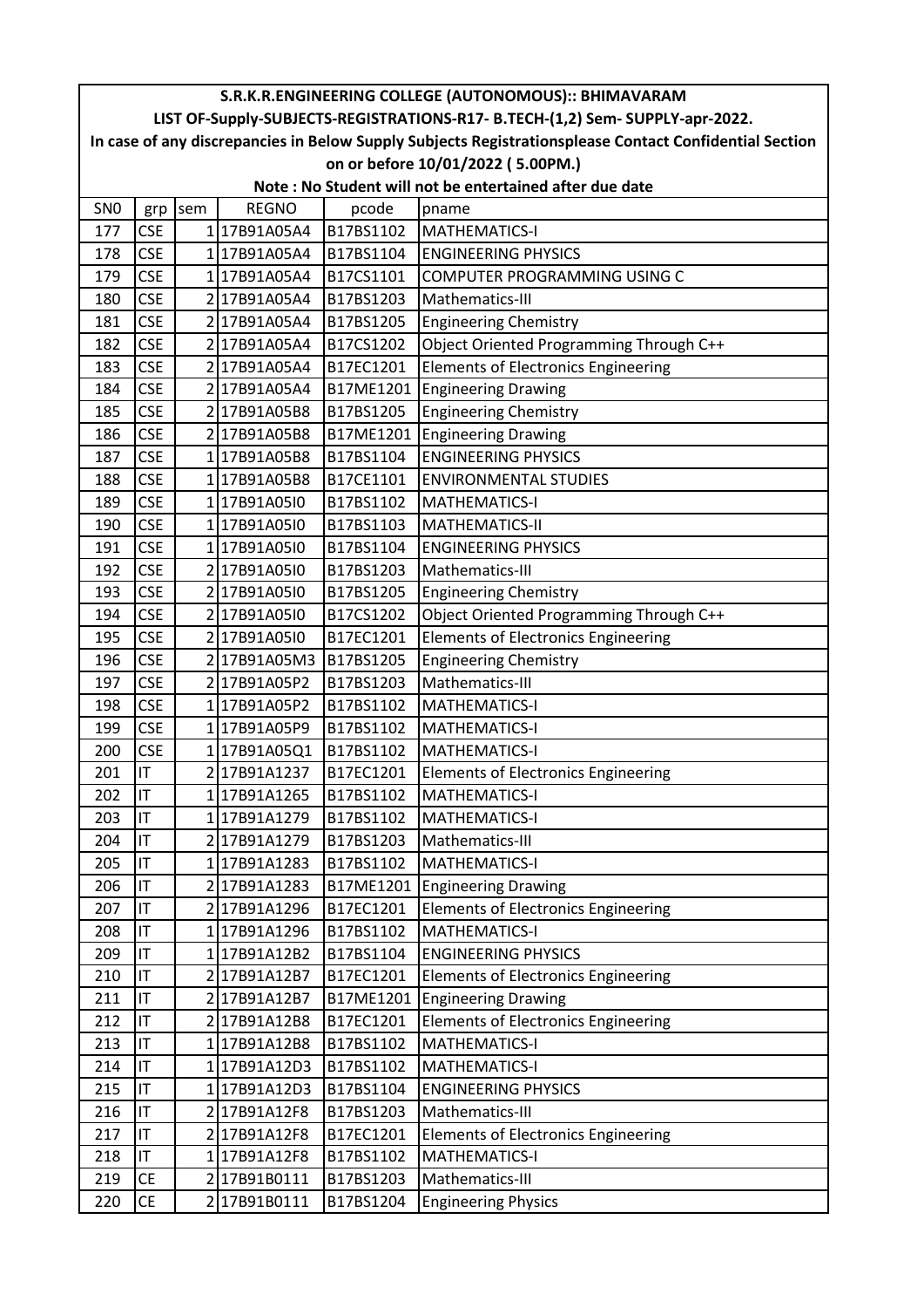| S.R.K.R.ENGINEERING COLLEGE (AUTONOMOUS):: BHIMAVARAM | | | | | |
|---|---|---|---|---|---|
| LIST OF-Supply-SUBJECTS-REGISTRATIONS-R17- B.TECH-(1,2) Sem- SUPPLY-apr-2022. | | | | | |
| In case of any discrepancies in Below Supply Subjects Registrationsplease Contact Confidential Section | | | | | |
| on or before 10/01/2022 ( 5.00PM.) | | | | | |
| Note : No Student will not be entertained after due date | | | | | |
| SN0 | grp | sem | REGNO | pcode | pname |
| 177 | CSE | 1 | 17B91A05A4 | B17BS1102 | MATHEMATICS-I |
| 178 | CSE | 1 | 17B91A05A4 | B17BS1104 | ENGINEERING PHYSICS |
| 179 | CSE | 1 | 17B91A05A4 | B17CS1101 | COMPUTER PROGRAMMING USING C |
| 180 | CSE | 2 | 17B91A05A4 | B17BS1203 | Mathematics-III |
| 181 | CSE | 2 | 17B91A05A4 | B17BS1205 | Engineering Chemistry |
| 182 | CSE | 2 | 17B91A05A4 | B17CS1202 | Object Oriented Programming Through C++ |
| 183 | CSE | 2 | 17B91A05A4 | B17EC1201 | Elements of Electronics Engineering |
| 184 | CSE | 2 | 17B91A05A4 | B17ME1201 | Engineering Drawing |
| 185 | CSE | 2 | 17B91A05B8 | B17BS1205 | Engineering Chemistry |
| 186 | CSE | 2 | 17B91A05B8 | B17ME1201 | Engineering Drawing |
| 187 | CSE | 1 | 17B91A05B8 | B17BS1104 | ENGINEERING PHYSICS |
| 188 | CSE | 1 | 17B91A05B8 | B17CE1101 | ENVIRONMENTAL STUDIES |
| 189 | CSE | 1 | 17B91A05I0 | B17BS1102 | MATHEMATICS-I |
| 190 | CSE | 1 | 17B91A05I0 | B17BS1103 | MATHEMATICS-II |
| 191 | CSE | 1 | 17B91A05I0 | B17BS1104 | ENGINEERING PHYSICS |
| 192 | CSE | 2 | 17B91A05I0 | B17BS1203 | Mathematics-III |
| 193 | CSE | 2 | 17B91A05I0 | B17BS1205 | Engineering Chemistry |
| 194 | CSE | 2 | 17B91A05I0 | B17CS1202 | Object Oriented Programming Through C++ |
| 195 | CSE | 2 | 17B91A05I0 | B17EC1201 | Elements of Electronics Engineering |
| 196 | CSE | 2 | 17B91A05M3 | B17BS1205 | Engineering Chemistry |
| 197 | CSE | 2 | 17B91A05P2 | B17BS1203 | Mathematics-III |
| 198 | CSE | 1 | 17B91A05P2 | B17BS1102 | MATHEMATICS-I |
| 199 | CSE | 1 | 17B91A05P9 | B17BS1102 | MATHEMATICS-I |
| 200 | CSE | 1 | 17B91A05Q1 | B17BS1102 | MATHEMATICS-I |
| 201 | IT | 2 | 17B91A1237 | B17EC1201 | Elements of Electronics Engineering |
| 202 | IT | 1 | 17B91A1265 | B17BS1102 | MATHEMATICS-I |
| 203 | IT | 1 | 17B91A1279 | B17BS1102 | MATHEMATICS-I |
| 204 | IT | 2 | 17B91A1279 | B17BS1203 | Mathematics-III |
| 205 | IT | 1 | 17B91A1283 | B17BS1102 | MATHEMATICS-I |
| 206 | IT | 2 | 17B91A1283 | B17ME1201 | Engineering Drawing |
| 207 | IT | 2 | 17B91A1296 | B17EC1201 | Elements of Electronics Engineering |
| 208 | IT | 1 | 17B91A1296 | B17BS1102 | MATHEMATICS-I |
| 209 | IT | 1 | 17B91A12B2 | B17BS1104 | ENGINEERING PHYSICS |
| 210 | IT | 2 | 17B91A12B7 | B17EC1201 | Elements of Electronics Engineering |
| 211 | IT | 2 | 17B91A12B7 | B17ME1201 | Engineering Drawing |
| 212 | IT | 2 | 17B91A12B8 | B17EC1201 | Elements of Electronics Engineering |
| 213 | IT | 1 | 17B91A12B8 | B17BS1102 | MATHEMATICS-I |
| 214 | IT | 1 | 17B91A12D3 | B17BS1102 | MATHEMATICS-I |
| 215 | IT | 1 | 17B91A12D3 | B17BS1104 | ENGINEERING PHYSICS |
| 216 | IT | 2 | 17B91A12F8 | B17BS1203 | Mathematics-III |
| 217 | IT | 2 | 17B91A12F8 | B17EC1201 | Elements of Electronics Engineering |
| 218 | IT | 1 | 17B91A12F8 | B17BS1102 | MATHEMATICS-I |
| 219 | CE | 2 | 17B91B0111 | B17BS1203 | Mathematics-III |
| 220 | CE | 2 | 17B91B0111 | B17BS1204 | Engineering Physics |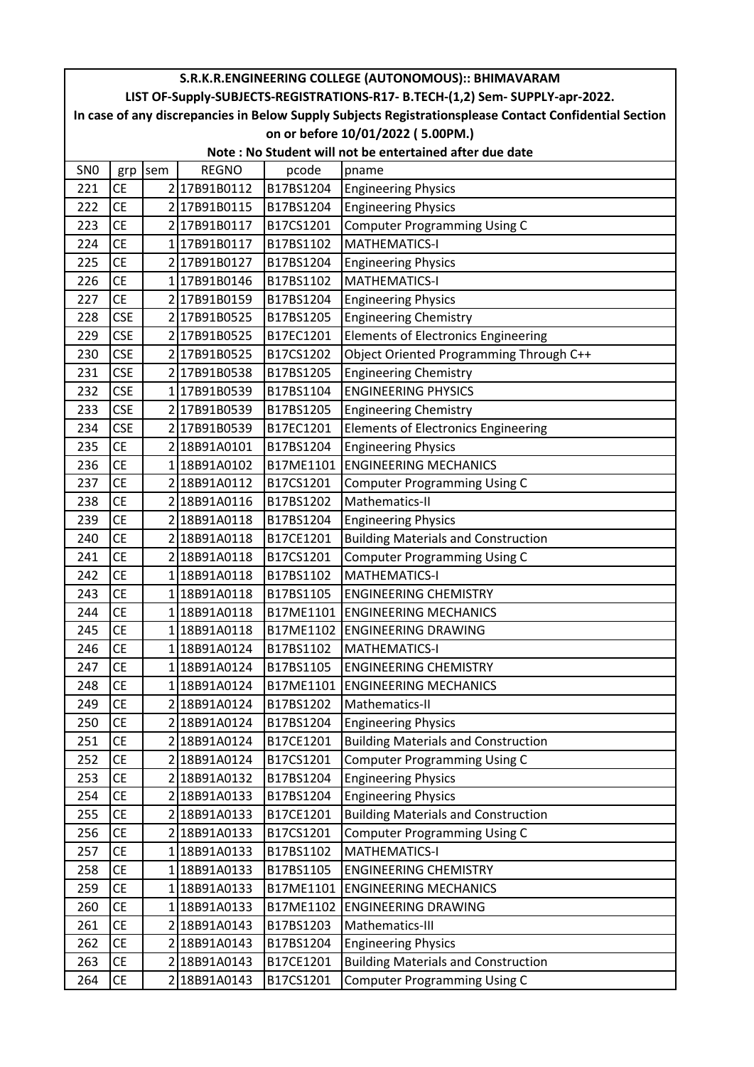# S.R.K.R.ENGINEERING COLLEGE (AUTONOMOUS):: BHIMAVARAM

## LIST OF-Supply-SUBJECTS-REGISTRATIONS-R17- B.TECH-(1,2) Sem- SUPPLY-apr-2022.

**In case of any discrepancies in Below Supply Subjects Registrationsplease Contact Confidential Section on or before 10/01/2022 ( 5.00PM.)**

**Note : No Student will not be entertained after due date**

| SN0 | grp | sem | REGNO | pcode | pname |
|---|---|---|---|---|---|
| 221 | CE | 2 | 17B91B0112 | B17BS1204 | Engineering Physics |
| 222 | CE | 2 | 17B91B0115 | B17BS1204 | Engineering Physics |
| 223 | CE | 2 | 17B91B0117 | B17CS1201 | Computer Programming Using C |
| 224 | CE | 1 | 17B91B0117 | B17BS1102 | MATHEMATICS-I |
| 225 | CE | 2 | 17B91B0127 | B17BS1204 | Engineering Physics |
| 226 | CE | 1 | 17B91B0146 | B17BS1102 | MATHEMATICS-I |
| 227 | CE | 2 | 17B91B0159 | B17BS1204 | Engineering Physics |
| 228 | CSE | 2 | 17B91B0525 | B17BS1205 | Engineering Chemistry |
| 229 | CSE | 2 | 17B91B0525 | B17EC1201 | Elements of Electronics Engineering |
| 230 | CSE | 2 | 17B91B0525 | B17CS1202 | Object Oriented Programming Through C++ |
| 231 | CSE | 2 | 17B91B0538 | B17BS1205 | Engineering Chemistry |
| 232 | CSE | 1 | 17B91B0539 | B17BS1104 | ENGINEERING PHYSICS |
| 233 | CSE | 2 | 17B91B0539 | B17BS1205 | Engineering Chemistry |
| 234 | CSE | 2 | 17B91B0539 | B17EC1201 | Elements of Electronics Engineering |
| 235 | CE | 2 | 18B91A0101 | B17BS1204 | Engineering Physics |
| 236 | CE | 1 | 18B91A0102 | B17ME1101 | ENGINEERING MECHANICS |
| 237 | CE | 2 | 18B91A0112 | B17CS1201 | Computer Programming Using C |
| 238 | CE | 2 | 18B91A0116 | B17BS1202 | Mathematics-II |
| 239 | CE | 2 | 18B91A0118 | B17BS1204 | Engineering Physics |
| 240 | CE | 2 | 18B91A0118 | B17CE1201 | Building Materials and Construction |
| 241 | CE | 2 | 18B91A0118 | B17CS1201 | Computer Programming Using C |
| 242 | CE | 1 | 18B91A0118 | B17BS1102 | MATHEMATICS-I |
| 243 | CE | 1 | 18B91A0118 | B17BS1105 | ENGINEERING CHEMISTRY |
| 244 | CE | 1 | 18B91A0118 | B17ME1101 | ENGINEERING MECHANICS |
| 245 | CE | 1 | 18B91A0118 | B17ME1102 | ENGINEERING DRAWING |
| 246 | CE | 1 | 18B91A0124 | B17BS1102 | MATHEMATICS-I |
| 247 | CE | 1 | 18B91A0124 | B17BS1105 | ENGINEERING CHEMISTRY |
| 248 | CE | 1 | 18B91A0124 | B17ME1101 | ENGINEERING MECHANICS |
| 249 | CE | 2 | 18B91A0124 | B17BS1202 | Mathematics-II |
| 250 | CE | 2 | 18B91A0124 | B17BS1204 | Engineering Physics |
| 251 | CE | 2 | 18B91A0124 | B17CE1201 | Building Materials and Construction |
| 252 | CE | 2 | 18B91A0124 | B17CS1201 | Computer Programming Using C |
| 253 | CE | 2 | 18B91A0132 | B17BS1204 | Engineering Physics |
| 254 | CE | 2 | 18B91A0133 | B17BS1204 | Engineering Physics |
| 255 | CE | 2 | 18B91A0133 | B17CE1201 | Building Materials and Construction |
| 256 | CE | 2 | 18B91A0133 | B17CS1201 | Computer Programming Using C |
| 257 | CE | 1 | 18B91A0133 | B17BS1102 | MATHEMATICS-I |
| 258 | CE | 1 | 18B91A0133 | B17BS1105 | ENGINEERING CHEMISTRY |
| 259 | CE | 1 | 18B91A0133 | B17ME1101 | ENGINEERING MECHANICS |
| 260 | CE | 1 | 18B91A0133 | B17ME1102 | ENGINEERING DRAWING |
| 261 | CE | 2 | 18B91A0143 | B17BS1203 | Mathematics-III |
| 262 | CE | 2 | 18B91A0143 | B17BS1204 | Engineering Physics |
| 263 | CE | 2 | 18B91A0143 | B17CE1201 | Building Materials and Construction |
| 264 | CE | 2 | 18B91A0143 | B17CS1201 | Computer Programming Using C |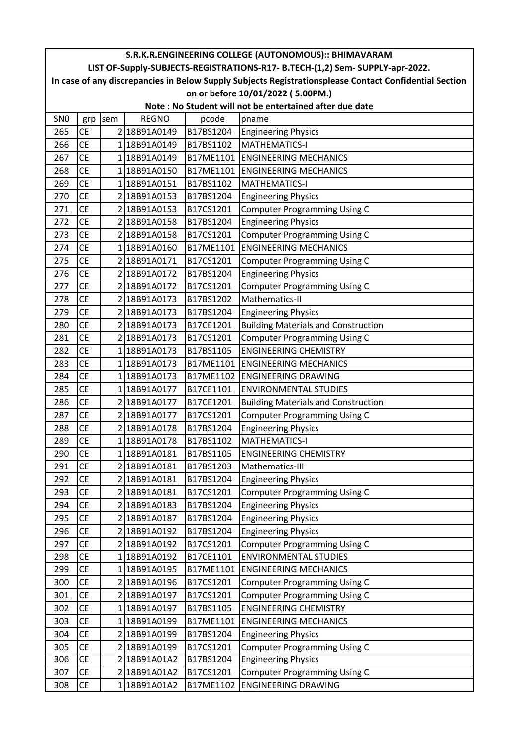# S.R.K.R.ENGINEERING COLLEGE (AUTONOMOUS):: BHIMAVARAM

## LIST OF-Supply-SUBJECTS-REGISTRATIONS-R17- B.TECH-(1,2) Sem- SUPPLY-apr-2022.

**In case of any discrepancies in Below Supply Subjects Registrationsplease Contact Confidential Section on or before 10/01/2022 ( 5.00PM.)**

**Note : No Student will not be entertained after due date**

| SN0 | grp | sem | REGNO | pcode | pname |
|---|---|---|---|---|---|
| 265 | CE | 2 | 18B91A0149 | B17BS1204 | Engineering Physics |
| 266 | CE | 1 | 18B91A0149 | B17BS1102 | MATHEMATICS-I |
| 267 | CE | 1 | 18B91A0149 | B17ME1101 | ENGINEERING MECHANICS |
| 268 | CE | 1 | 18B91A0150 | B17ME1101 | ENGINEERING MECHANICS |
| 269 | CE | 1 | 18B91A0151 | B17BS1102 | MATHEMATICS-I |
| 270 | CE | 2 | 18B91A0153 | B17BS1204 | Engineering Physics |
| 271 | CE | 2 | 18B91A0153 | B17CS1201 | Computer Programming Using C |
| 272 | CE | 2 | 18B91A0158 | B17BS1204 | Engineering Physics |
| 273 | CE | 2 | 18B91A0158 | B17CS1201 | Computer Programming Using C |
| 274 | CE | 1 | 18B91A0160 | B17ME1101 | ENGINEERING MECHANICS |
| 275 | CE | 2 | 18B91A0171 | B17CS1201 | Computer Programming Using C |
| 276 | CE | 2 | 18B91A0172 | B17BS1204 | Engineering Physics |
| 277 | CE | 2 | 18B91A0172 | B17CS1201 | Computer Programming Using C |
| 278 | CE | 2 | 18B91A0173 | B17BS1202 | Mathematics-II |
| 279 | CE | 2 | 18B91A0173 | B17BS1204 | Engineering Physics |
| 280 | CE | 2 | 18B91A0173 | B17CE1201 | Building Materials and Construction |
| 281 | CE | 2 | 18B91A0173 | B17CS1201 | Computer Programming Using C |
| 282 | CE | 1 | 18B91A0173 | B17BS1105 | ENGINEERING CHEMISTRY |
| 283 | CE | 1 | 18B91A0173 | B17ME1101 | ENGINEERING MECHANICS |
| 284 | CE | 1 | 18B91A0173 | B17ME1102 | ENGINEERING DRAWING |
| 285 | CE | 1 | 18B91A0177 | B17CE1101 | ENVIRONMENTAL STUDIES |
| 286 | CE | 2 | 18B91A0177 | B17CE1201 | Building Materials and Construction |
| 287 | CE | 2 | 18B91A0177 | B17CS1201 | Computer Programming Using C |
| 288 | CE | 2 | 18B91A0178 | B17BS1204 | Engineering Physics |
| 289 | CE | 1 | 18B91A0178 | B17BS1102 | MATHEMATICS-I |
| 290 | CE | 1 | 18B91A0181 | B17BS1105 | ENGINEERING CHEMISTRY |
| 291 | CE | 2 | 18B91A0181 | B17BS1203 | Mathematics-III |
| 292 | CE | 2 | 18B91A0181 | B17BS1204 | Engineering Physics |
| 293 | CE | 2 | 18B91A0181 | B17CS1201 | Computer Programming Using C |
| 294 | CE | 2 | 18B91A0183 | B17BS1204 | Engineering Physics |
| 295 | CE | 2 | 18B91A0187 | B17BS1204 | Engineering Physics |
| 296 | CE | 2 | 18B91A0192 | B17BS1204 | Engineering Physics |
| 297 | CE | 2 | 18B91A0192 | B17CS1201 | Computer Programming Using C |
| 298 | CE | 1 | 18B91A0192 | B17CE1101 | ENVIRONMENTAL STUDIES |
| 299 | CE | 1 | 18B91A0195 | B17ME1101 | ENGINEERING MECHANICS |
| 300 | CE | 2 | 18B91A0196 | B17CS1201 | Computer Programming Using C |
| 301 | CE | 2 | 18B91A0197 | B17CS1201 | Computer Programming Using C |
| 302 | CE | 1 | 18B91A0197 | B17BS1105 | ENGINEERING CHEMISTRY |
| 303 | CE | 1 | 18B91A0199 | B17ME1101 | ENGINEERING MECHANICS |
| 304 | CE | 2 | 18B91A0199 | B17BS1204 | Engineering Physics |
| 305 | CE | 2 | 18B91A0199 | B17CS1201 | Computer Programming Using C |
| 306 | CE | 2 | 18B91A01A2 | B17BS1204 | Engineering Physics |
| 307 | CE | 2 | 18B91A01A2 | B17CS1201 | Computer Programming Using C |
| 308 | CE | 1 | 18B91A01A2 | B17ME1102 | ENGINEERING DRAWING |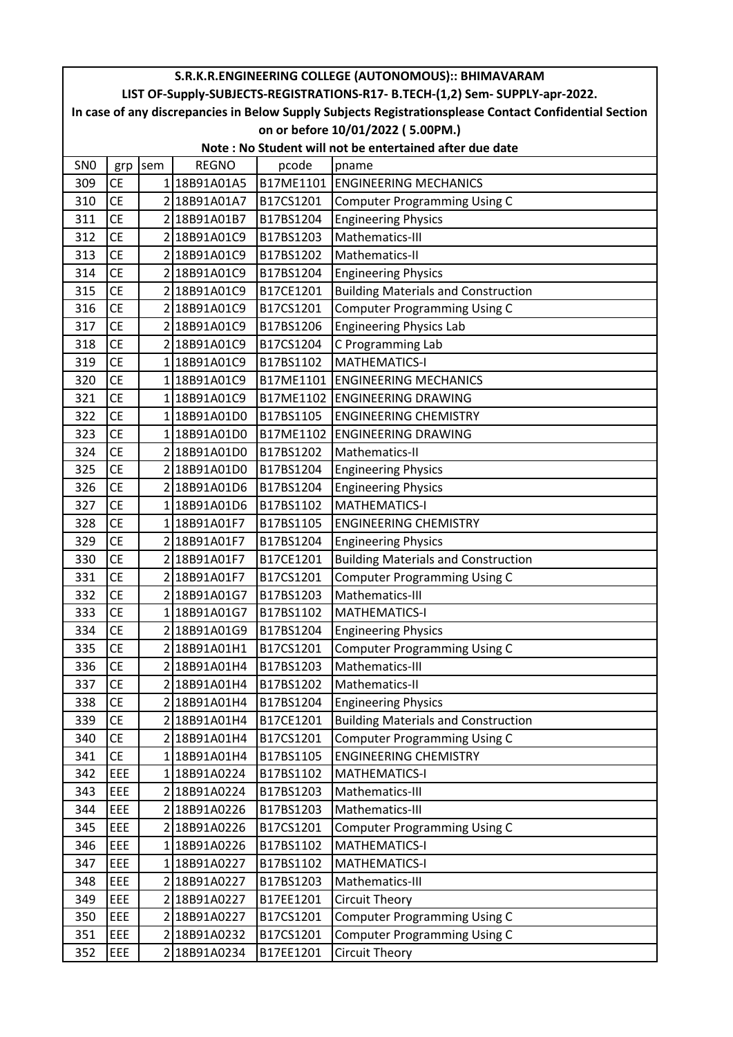| S.R.K.R.ENGINEERING COLLEGE (AUTONOMOUS):: BHIMAVARAM | | | | | |
|---|---|---|---|---|---|
| LIST OF-Supply-SUBJECTS-REGISTRATIONS-R17- B.TECH-(1,2) Sem- SUPPLY-apr-2022. | | | | | |
| In case of any discrepancies in Below Supply Subjects Registrationsplease Contact Confidential Section on or before 10/01/2022 ( 5.00PM.) | | | | | |
| Note : No Student will not be entertained after due date | | | | | |
| SN0 | grp | sem | REGNO | pcode | pname |
| 309 | CE | 1 | 18B91A01A5 | B17ME1101 | ENGINEERING MECHANICS |
| 310 | CE | 2 | 18B91A01A7 | B17CS1201 | Computer Programming Using C |
| 311 | CE | 2 | 18B91A01B7 | B17BS1204 | Engineering Physics |
| 312 | CE | 2 | 18B91A01C9 | B17BS1203 | Mathematics-III |
| 313 | CE | 2 | 18B91A01C9 | B17BS1202 | Mathematics-II |
| 314 | CE | 2 | 18B91A01C9 | B17BS1204 | Engineering Physics |
| 315 | CE | 2 | 18B91A01C9 | B17CE1201 | Building Materials and Construction |
| 316 | CE | 2 | 18B91A01C9 | B17CS1201 | Computer Programming Using C |
| 317 | CE | 2 | 18B91A01C9 | B17BS1206 | Engineering Physics Lab |
| 318 | CE | 2 | 18B91A01C9 | B17CS1204 | C Programming Lab |
| 319 | CE | 1 | 18B91A01C9 | B17BS1102 | MATHEMATICS-I |
| 320 | CE | 1 | 18B91A01C9 | B17ME1101 | ENGINEERING MECHANICS |
| 321 | CE | 1 | 18B91A01C9 | B17ME1102 | ENGINEERING DRAWING |
| 322 | CE | 1 | 18B91A01D0 | B17BS1105 | ENGINEERING CHEMISTRY |
| 323 | CE | 1 | 18B91A01D0 | B17ME1102 | ENGINEERING DRAWING |
| 324 | CE | 2 | 18B91A01D0 | B17BS1202 | Mathematics-II |
| 325 | CE | 2 | 18B91A01D0 | B17BS1204 | Engineering Physics |
| 326 | CE | 2 | 18B91A01D6 | B17BS1204 | Engineering Physics |
| 327 | CE | 1 | 18B91A01D6 | B17BS1102 | MATHEMATICS-I |
| 328 | CE | 1 | 18B91A01F7 | B17BS1105 | ENGINEERING CHEMISTRY |
| 329 | CE | 2 | 18B91A01F7 | B17BS1204 | Engineering Physics |
| 330 | CE | 2 | 18B91A01F7 | B17CE1201 | Building Materials and Construction |
| 331 | CE | 2 | 18B91A01F7 | B17CS1201 | Computer Programming Using C |
| 332 | CE | 2 | 18B91A01G7 | B17BS1203 | Mathematics-III |
| 333 | CE | 1 | 18B91A01G7 | B17BS1102 | MATHEMATICS-I |
| 334 | CE | 2 | 18B91A01G9 | B17BS1204 | Engineering Physics |
| 335 | CE | 2 | 18B91A01H1 | B17CS1201 | Computer Programming Using C |
| 336 | CE | 2 | 18B91A01H4 | B17BS1203 | Mathematics-III |
| 337 | CE | 2 | 18B91A01H4 | B17BS1202 | Mathematics-II |
| 338 | CE | 2 | 18B91A01H4 | B17BS1204 | Engineering Physics |
| 339 | CE | 2 | 18B91A01H4 | B17CE1201 | Building Materials and Construction |
| 340 | CE | 2 | 18B91A01H4 | B17CS1201 | Computer Programming Using C |
| 341 | CE | 1 | 18B91A01H4 | B17BS1105 | ENGINEERING CHEMISTRY |
| 342 | EEE | 1 | 18B91A0224 | B17BS1102 | MATHEMATICS-I |
| 343 | EEE | 2 | 18B91A0224 | B17BS1203 | Mathematics-III |
| 344 | EEE | 2 | 18B91A0226 | B17BS1203 | Mathematics-III |
| 345 | EEE | 2 | 18B91A0226 | B17CS1201 | Computer Programming Using C |
| 346 | EEE | 1 | 18B91A0226 | B17BS1102 | MATHEMATICS-I |
| 347 | EEE | 1 | 18B91A0227 | B17BS1102 | MATHEMATICS-I |
| 348 | EEE | 2 | 18B91A0227 | B17BS1203 | Mathematics-III |
| 349 | EEE | 2 | 18B91A0227 | B17EE1201 | Circuit Theory |
| 350 | EEE | 2 | 18B91A0227 | B17CS1201 | Computer Programming Using C |
| 351 | EEE | 2 | 18B91A0232 | B17CS1201 | Computer Programming Using C |
| 352 | EEE | 2 | 18B91A0234 | B17EE1201 | Circuit Theory |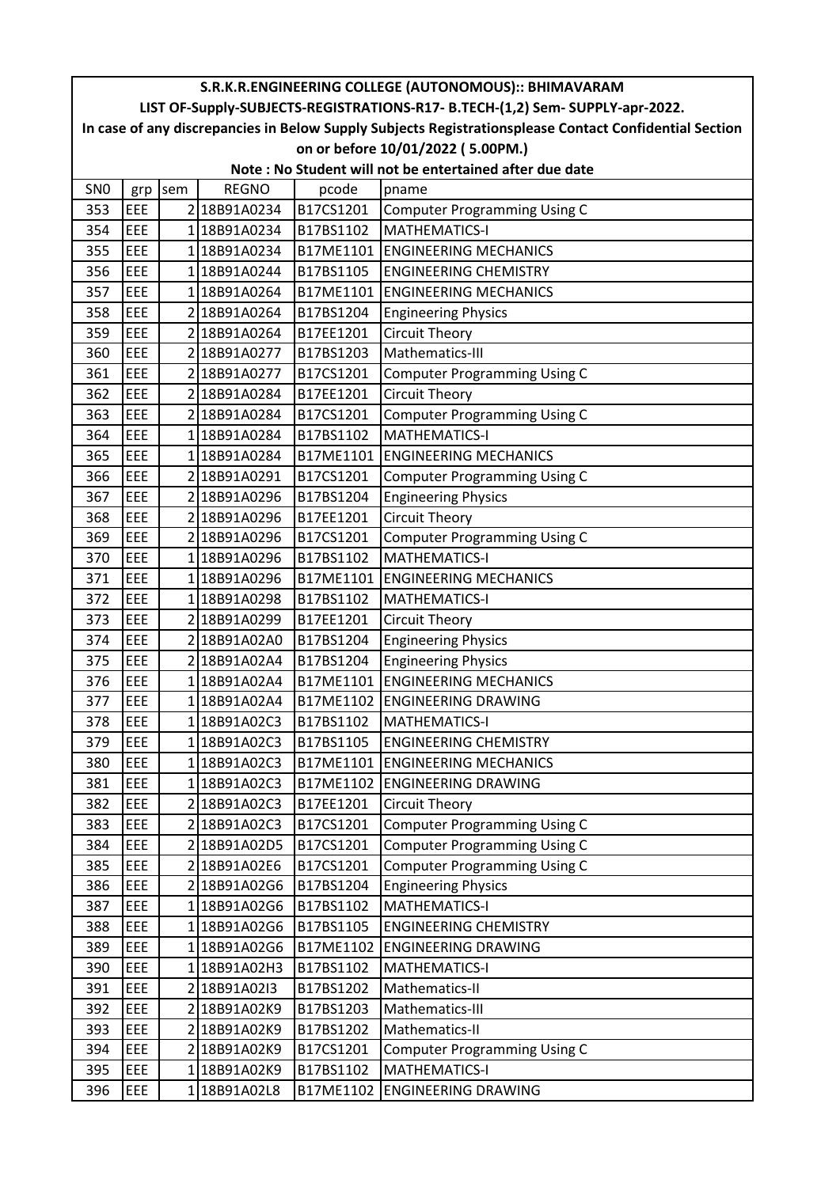| S.R.K.R.ENGINEERING COLLEGE (AUTONOMOUS):: BHIMAVARAM | | | | | |
|---|---|---|---|---|---|
| LIST OF-Supply-SUBJECTS-REGISTRATIONS-R17- B.TECH-(1,2) Sem- SUPPLY-apr-2022. | | | | | |
| In case of any discrepancies in Below Supply Subjects Registrationsplease Contact Confidential Section on or before 10/01/2022 ( 5.00PM.) | | | | | |
| Note : No Student will not be entertained after due date | | | | | |
| SN0 | grp | sem | REGNO | pcode | pname |
| 353 | EEE | 2 | 18B91A0234 | B17CS1201 | Computer Programming Using C |
| 354 | EEE | 1 | 18B91A0234 | B17BS1102 | MATHEMATICS-I |
| 355 | EEE | 1 | 18B91A0234 | B17ME1101 | ENGINEERING MECHANICS |
| 356 | EEE | 1 | 18B91A0244 | B17BS1105 | ENGINEERING CHEMISTRY |
| 357 | EEE | 1 | 18B91A0264 | B17ME1101 | ENGINEERING MECHANICS |
| 358 | EEE | 2 | 18B91A0264 | B17BS1204 | Engineering Physics |
| 359 | EEE | 2 | 18B91A0264 | B17EE1201 | Circuit Theory |
| 360 | EEE | 2 | 18B91A0277 | B17BS1203 | Mathematics-III |
| 361 | EEE | 2 | 18B91A0277 | B17CS1201 | Computer Programming Using C |
| 362 | EEE | 2 | 18B91A0284 | B17EE1201 | Circuit Theory |
| 363 | EEE | 2 | 18B91A0284 | B17CS1201 | Computer Programming Using C |
| 364 | EEE | 1 | 18B91A0284 | B17BS1102 | MATHEMATICS-I |
| 365 | EEE | 1 | 18B91A0284 | B17ME1101 | ENGINEERING MECHANICS |
| 366 | EEE | 2 | 18B91A0291 | B17CS1201 | Computer Programming Using C |
| 367 | EEE | 2 | 18B91A0296 | B17BS1204 | Engineering Physics |
| 368 | EEE | 2 | 18B91A0296 | B17EE1201 | Circuit Theory |
| 369 | EEE | 2 | 18B91A0296 | B17CS1201 | Computer Programming Using C |
| 370 | EEE | 1 | 18B91A0296 | B17BS1102 | MATHEMATICS-I |
| 371 | EEE | 1 | 18B91A0296 | B17ME1101 | ENGINEERING MECHANICS |
| 372 | EEE | 1 | 18B91A0298 | B17BS1102 | MATHEMATICS-I |
| 373 | EEE | 2 | 18B91A0299 | B17EE1201 | Circuit Theory |
| 374 | EEE | 2 | 18B91A02A0 | B17BS1204 | Engineering Physics |
| 375 | EEE | 2 | 18B91A02A4 | B17BS1204 | Engineering Physics |
| 376 | EEE | 1 | 18B91A02A4 | B17ME1101 | ENGINEERING MECHANICS |
| 377 | EEE | 1 | 18B91A02A4 | B17ME1102 | ENGINEERING DRAWING |
| 378 | EEE | 1 | 18B91A02C3 | B17BS1102 | MATHEMATICS-I |
| 379 | EEE | 1 | 18B91A02C3 | B17BS1105 | ENGINEERING CHEMISTRY |
| 380 | EEE | 1 | 18B91A02C3 | B17ME1101 | ENGINEERING MECHANICS |
| 381 | EEE | 1 | 18B91A02C3 | B17ME1102 | ENGINEERING DRAWING |
| 382 | EEE | 2 | 18B91A02C3 | B17EE1201 | Circuit Theory |
| 383 | EEE | 2 | 18B91A02C3 | B17CS1201 | Computer Programming Using C |
| 384 | EEE | 2 | 18B91A02D5 | B17CS1201 | Computer Programming Using C |
| 385 | EEE | 2 | 18B91A02E6 | B17CS1201 | Computer Programming Using C |
| 386 | EEE | 2 | 18B91A02G6 | B17BS1204 | Engineering Physics |
| 387 | EEE | 1 | 18B91A02G6 | B17BS1102 | MATHEMATICS-I |
| 388 | EEE | 1 | 18B91A02G6 | B17BS1105 | ENGINEERING CHEMISTRY |
| 389 | EEE | 1 | 18B91A02G6 | B17ME1102 | ENGINEERING DRAWING |
| 390 | EEE | 1 | 18B91A02H3 | B17BS1102 | MATHEMATICS-I |
| 391 | EEE | 2 | 18B91A02I3 | B17BS1202 | Mathematics-II |
| 392 | EEE | 2 | 18B91A02K9 | B17BS1203 | Mathematics-III |
| 393 | EEE | 2 | 18B91A02K9 | B17BS1202 | Mathematics-II |
| 394 | EEE | 2 | 18B91A02K9 | B17CS1201 | Computer Programming Using C |
| 395 | EEE | 1 | 18B91A02K9 | B17BS1102 | MATHEMATICS-I |
| 396 | EEE | 1 | 18B91A02L8 | B17ME1102 | ENGINEERING DRAWING |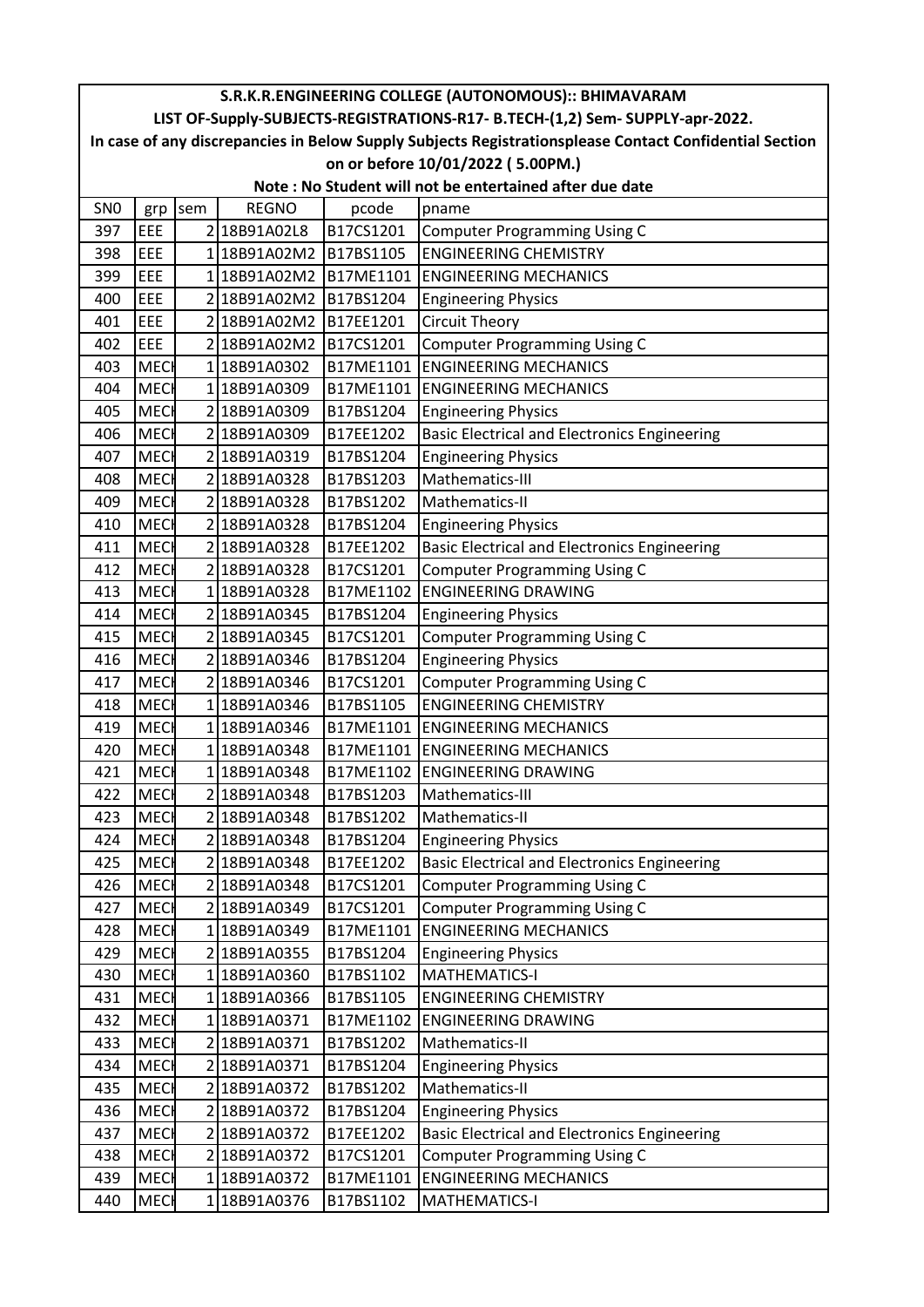| S.R.K.R.ENGINEERING COLLEGE (AUTONOMOUS):: BHIMAVARAM | | | | | |
|---|---|---|---|---|---|
| LIST OF-Supply-SUBJECTS-REGISTRATIONS-R17- B.TECH-(1,2) Sem- SUPPLY-apr-2022. | | | | | |
| In case of any discrepancies in Below Supply Subjects Registrationsplease Contact Confidential Section | | | | | |
| on or before 10/01/2022 ( 5.00PM.) | | | | | |
| Note : No Student will not be entertained after due date | | | | | |
| SN0 | grp | sem | REGNO | pcode | pname |
| 397 | EEE | 2 | 18B91A02L8 | B17CS1201 | Computer Programming Using C |
| 398 | EEE | 1 | 18B91A02M2 | B17BS1105 | ENGINEERING CHEMISTRY |
| 399 | EEE | 1 | 18B91A02M2 | B17ME1101 | ENGINEERING MECHANICS |
| 400 | EEE | 2 | 18B91A02M2 | B17BS1204 | Engineering Physics |
| 401 | EEE | 2 | 18B91A02M2 | B17EE1201 | Circuit Theory |
| 402 | EEE | 2 | 18B91A02M2 | B17CS1201 | Computer Programming Using C |
| 403 | MECH | 1 | 18B91A0302 | B17ME1101 | ENGINEERING MECHANICS |
| 404 | MECH | 1 | 18B91A0309 | B17ME1101 | ENGINEERING MECHANICS |
| 405 | MECH | 2 | 18B91A0309 | B17BS1204 | Engineering Physics |
| 406 | MECH | 2 | 18B91A0309 | B17EE1202 | Basic Electrical and Electronics Engineering |
| 407 | MECH | 2 | 18B91A0319 | B17BS1204 | Engineering Physics |
| 408 | MECH | 2 | 18B91A0328 | B17BS1203 | Mathematics-III |
| 409 | MECH | 2 | 18B91A0328 | B17BS1202 | Mathematics-II |
| 410 | MECH | 2 | 18B91A0328 | B17BS1204 | Engineering Physics |
| 411 | MECH | 2 | 18B91A0328 | B17EE1202 | Basic Electrical and Electronics Engineering |
| 412 | MECH | 2 | 18B91A0328 | B17CS1201 | Computer Programming Using C |
| 413 | MECH | 1 | 18B91A0328 | B17ME1102 | ENGINEERING DRAWING |
| 414 | MECH | 2 | 18B91A0345 | B17BS1204 | Engineering Physics |
| 415 | MECH | 2 | 18B91A0345 | B17CS1201 | Computer Programming Using C |
| 416 | MECH | 2 | 18B91A0346 | B17BS1204 | Engineering Physics |
| 417 | MECH | 2 | 18B91A0346 | B17CS1201 | Computer Programming Using C |
| 418 | MECH | 1 | 18B91A0346 | B17BS1105 | ENGINEERING CHEMISTRY |
| 419 | MECH | 1 | 18B91A0346 | B17ME1101 | ENGINEERING MECHANICS |
| 420 | MECH | 1 | 18B91A0348 | B17ME1101 | ENGINEERING MECHANICS |
| 421 | MECH | 1 | 18B91A0348 | B17ME1102 | ENGINEERING DRAWING |
| 422 | MECH | 2 | 18B91A0348 | B17BS1203 | Mathematics-III |
| 423 | MECH | 2 | 18B91A0348 | B17BS1202 | Mathematics-II |
| 424 | MECH | 2 | 18B91A0348 | B17BS1204 | Engineering Physics |
| 425 | MECH | 2 | 18B91A0348 | B17EE1202 | Basic Electrical and Electronics Engineering |
| 426 | MECH | 2 | 18B91A0348 | B17CS1201 | Computer Programming Using C |
| 427 | MECH | 2 | 18B91A0349 | B17CS1201 | Computer Programming Using C |
| 428 | MECH | 1 | 18B91A0349 | B17ME1101 | ENGINEERING MECHANICS |
| 429 | MECH | 2 | 18B91A0355 | B17BS1204 | Engineering Physics |
| 430 | MECH | 1 | 18B91A0360 | B17BS1102 | MATHEMATICS-I |
| 431 | MECH | 1 | 18B91A0366 | B17BS1105 | ENGINEERING CHEMISTRY |
| 432 | MECH | 1 | 18B91A0371 | B17ME1102 | ENGINEERING DRAWING |
| 433 | MECH | 2 | 18B91A0371 | B17BS1202 | Mathematics-II |
| 434 | MECH | 2 | 18B91A0371 | B17BS1204 | Engineering Physics |
| 435 | MECH | 2 | 18B91A0372 | B17BS1202 | Mathematics-II |
| 436 | MECH | 2 | 18B91A0372 | B17BS1204 | Engineering Physics |
| 437 | MECH | 2 | 18B91A0372 | B17EE1202 | Basic Electrical and Electronics Engineering |
| 438 | MECH | 2 | 18B91A0372 | B17CS1201 | Computer Programming Using C |
| 439 | MECH | 1 | 18B91A0372 | B17ME1101 | ENGINEERING MECHANICS |
| 440 | MECH | 1 | 18B91A0376 | B17BS1102 | MATHEMATICS-I |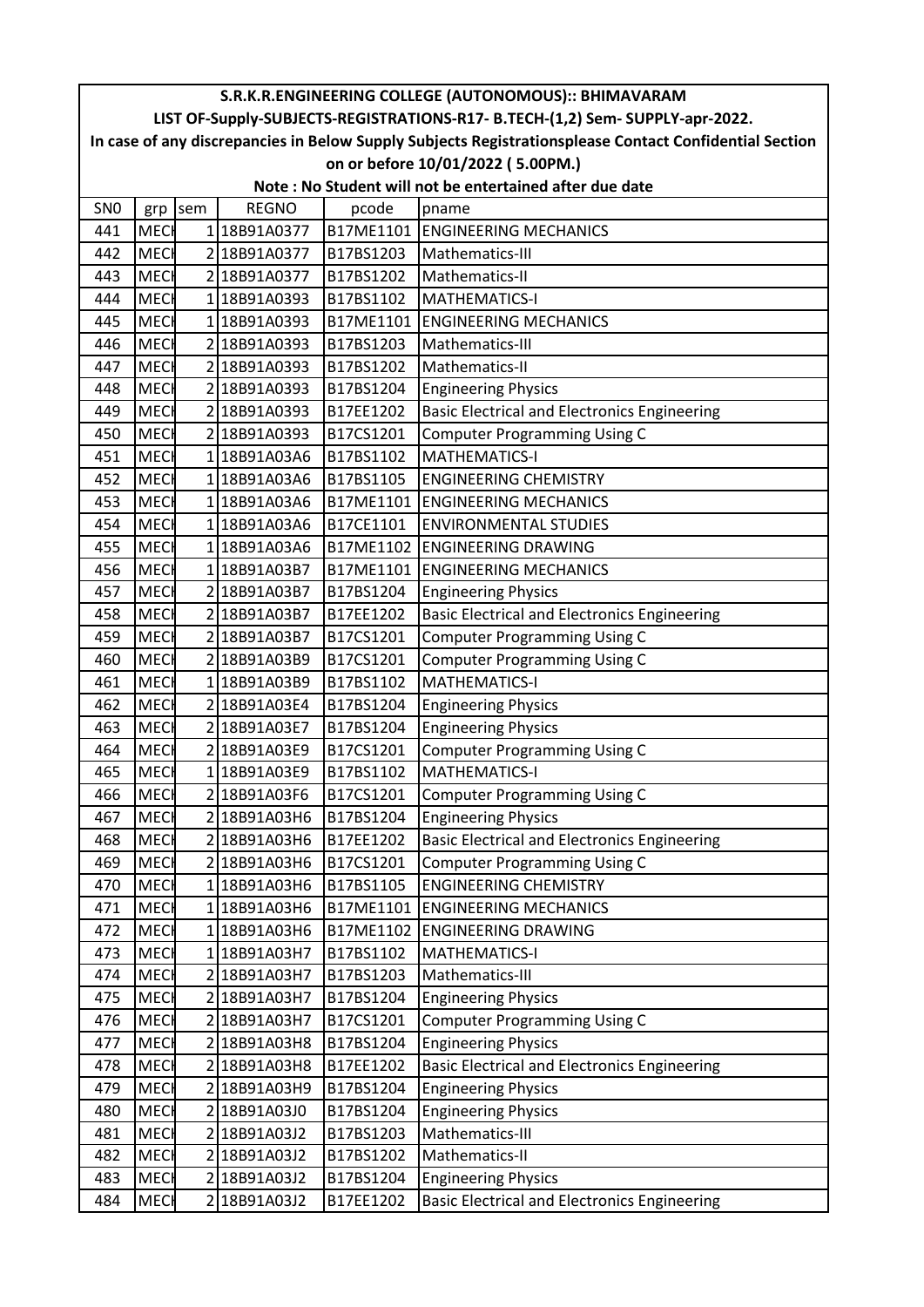| S.R.K.R.ENGINEERING COLLEGE (AUTONOMOUS):: BHIMAVARAM | | | | | |
|---|---|---|---|---|---|
| LIST OF-Supply-SUBJECTS-REGISTRATIONS-R17- B.TECH-(1,2) Sem- SUPPLY-apr-2022. | | | | | |
| In case of any discrepancies in Below Supply Subjects Registrationsplease Contact Confidential Section | | | | | |
| on or before 10/01/2022 ( 5.00PM.) | | | | | |
| Note : No Student will not be entertained after due date | | | | | |
| SN0 | grp | sem | REGNO | pcode | pname |
| 441 | MECH | 1 | 18B91A0377 | B17ME1101 | ENGINEERING MECHANICS |
| 442 | MECH | 2 | 18B91A0377 | B17BS1203 | Mathematics-III |
| 443 | MECH | 2 | 18B91A0377 | B17BS1202 | Mathematics-II |
| 444 | MECH | 1 | 18B91A0393 | B17BS1102 | MATHEMATICS-I |
| 445 | MECH | 1 | 18B91A0393 | B17ME1101 | ENGINEERING MECHANICS |
| 446 | MECH | 2 | 18B91A0393 | B17BS1203 | Mathematics-III |
| 447 | MECH | 2 | 18B91A0393 | B17BS1202 | Mathematics-II |
| 448 | MECH | 2 | 18B91A0393 | B17BS1204 | Engineering Physics |
| 449 | MECH | 2 | 18B91A0393 | B17EE1202 | Basic Electrical and Electronics Engineering |
| 450 | MECH | 2 | 18B91A0393 | B17CS1201 | Computer Programming Using C |
| 451 | MECH | 1 | 18B91A03A6 | B17BS1102 | MATHEMATICS-I |
| 452 | MECH | 1 | 18B91A03A6 | B17BS1105 | ENGINEERING CHEMISTRY |
| 453 | MECH | 1 | 18B91A03A6 | B17ME1101 | ENGINEERING MECHANICS |
| 454 | MECH | 1 | 18B91A03A6 | B17CE1101 | ENVIRONMENTAL STUDIES |
| 455 | MECH | 1 | 18B91A03A6 | B17ME1102 | ENGINEERING DRAWING |
| 456 | MECH | 1 | 18B91A03B7 | B17ME1101 | ENGINEERING MECHANICS |
| 457 | MECH | 2 | 18B91A03B7 | B17BS1204 | Engineering Physics |
| 458 | MECH | 2 | 18B91A03B7 | B17EE1202 | Basic Electrical and Electronics Engineering |
| 459 | MECH | 2 | 18B91A03B7 | B17CS1201 | Computer Programming Using C |
| 460 | MECH | 2 | 18B91A03B9 | B17CS1201 | Computer Programming Using C |
| 461 | MECH | 1 | 18B91A03B9 | B17BS1102 | MATHEMATICS-I |
| 462 | MECH | 2 | 18B91A03E4 | B17BS1204 | Engineering Physics |
| 463 | MECH | 2 | 18B91A03E7 | B17BS1204 | Engineering Physics |
| 464 | MECH | 2 | 18B91A03E9 | B17CS1201 | Computer Programming Using C |
| 465 | MECH | 1 | 18B91A03E9 | B17BS1102 | MATHEMATICS-I |
| 466 | MECH | 2 | 18B91A03F6 | B17CS1201 | Computer Programming Using C |
| 467 | MECH | 2 | 18B91A03H6 | B17BS1204 | Engineering Physics |
| 468 | MECH | 2 | 18B91A03H6 | B17EE1202 | Basic Electrical and Electronics Engineering |
| 469 | MECH | 2 | 18B91A03H6 | B17CS1201 | Computer Programming Using C |
| 470 | MECH | 1 | 18B91A03H6 | B17BS1105 | ENGINEERING CHEMISTRY |
| 471 | MECH | 1 | 18B91A03H6 | B17ME1101 | ENGINEERING MECHANICS |
| 472 | MECH | 1 | 18B91A03H6 | B17ME1102 | ENGINEERING DRAWING |
| 473 | MECH | 1 | 18B91A03H7 | B17BS1102 | MATHEMATICS-I |
| 474 | MECH | 2 | 18B91A03H7 | B17BS1203 | Mathematics-III |
| 475 | MECH | 2 | 18B91A03H7 | B17BS1204 | Engineering Physics |
| 476 | MECH | 2 | 18B91A03H7 | B17CS1201 | Computer Programming Using C |
| 477 | MECH | 2 | 18B91A03H8 | B17BS1204 | Engineering Physics |
| 478 | MECH | 2 | 18B91A03H8 | B17EE1202 | Basic Electrical and Electronics Engineering |
| 479 | MECH | 2 | 18B91A03H9 | B17BS1204 | Engineering Physics |
| 480 | MECH | 2 | 18B91A03J0 | B17BS1204 | Engineering Physics |
| 481 | MECH | 2 | 18B91A03J2 | B17BS1203 | Mathematics-III |
| 482 | MECH | 2 | 18B91A03J2 | B17BS1202 | Mathematics-II |
| 483 | MECH | 2 | 18B91A03J2 | B17BS1204 | Engineering Physics |
| 484 | MECH | 2 | 18B91A03J2 | B17EE1202 | Basic Electrical and Electronics Engineering |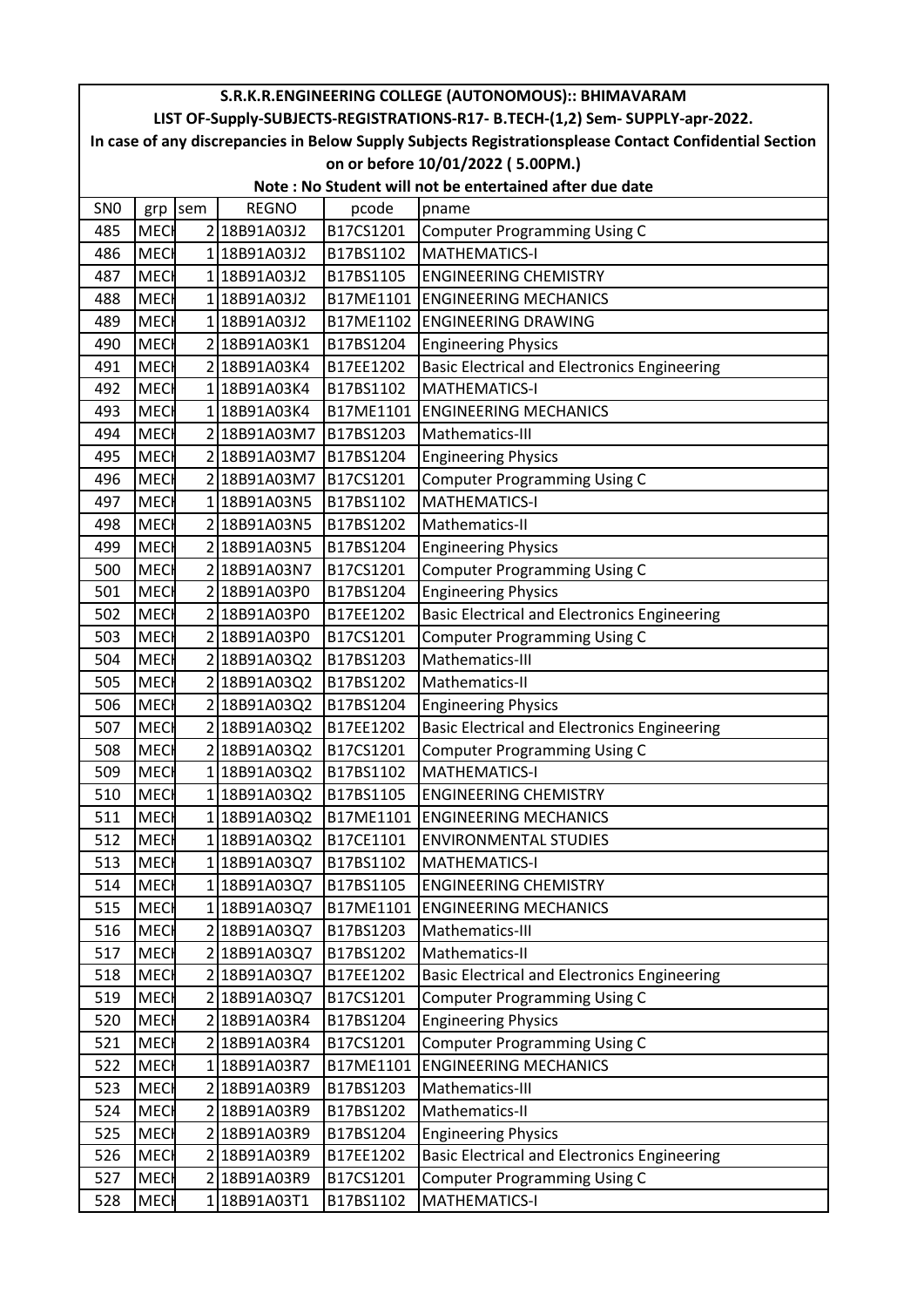| S.R.K.R.ENGINEERING COLLEGE (AUTONOMOUS):: BHIMAVARAM | | | | | |
|---|---|---|---|---|---|
| LIST OF-Supply-SUBJECTS-REGISTRATIONS-R17- B.TECH-(1,2) Sem- SUPPLY-apr-2022. | | | | | |
| In case of any discrepancies in Below Supply Subjects Registrationsplease Contact Confidential Section | | | | | |
| on or before 10/01/2022 ( 5.00PM.) | | | | | |
| Note : No Student will not be entertained after due date | | | | | |
| SN0 | grp | sem | REGNO | pcode | pname |
| 485 | MECH | 2 | 18B91A03J2 | B17CS1201 | Computer Programming Using C |
| 486 | MECH | 1 | 18B91A03J2 | B17BS1102 | MATHEMATICS-I |
| 487 | MECH | 1 | 18B91A03J2 | B17BS1105 | ENGINEERING CHEMISTRY |
| 488 | MECH | 1 | 18B91A03J2 | B17ME1101 | ENGINEERING MECHANICS |
| 489 | MECH | 1 | 18B91A03J2 | B17ME1102 | ENGINEERING DRAWING |
| 490 | MECH | 2 | 18B91A03K1 | B17BS1204 | Engineering Physics |
| 491 | MECH | 2 | 18B91A03K4 | B17EE1202 | Basic Electrical and Electronics Engineering |
| 492 | MECH | 1 | 18B91A03K4 | B17BS1102 | MATHEMATICS-I |
| 493 | MECH | 1 | 18B91A03K4 | B17ME1101 | ENGINEERING MECHANICS |
| 494 | MECH | 2 | 18B91A03M7 | B17BS1203 | Mathematics-III |
| 495 | MECH | 2 | 18B91A03M7 | B17BS1204 | Engineering Physics |
| 496 | MECH | 2 | 18B91A03M7 | B17CS1201 | Computer Programming Using C |
| 497 | MECH | 1 | 18B91A03N5 | B17BS1102 | MATHEMATICS-I |
| 498 | MECH | 2 | 18B91A03N5 | B17BS1202 | Mathematics-II |
| 499 | MECH | 2 | 18B91A03N5 | B17BS1204 | Engineering Physics |
| 500 | MECH | 2 | 18B91A03N7 | B17CS1201 | Computer Programming Using C |
| 501 | MECH | 2 | 18B91A03P0 | B17BS1204 | Engineering Physics |
| 502 | MECH | 2 | 18B91A03P0 | B17EE1202 | Basic Electrical and Electronics Engineering |
| 503 | MECH | 2 | 18B91A03P0 | B17CS1201 | Computer Programming Using C |
| 504 | MECH | 2 | 18B91A03Q2 | B17BS1203 | Mathematics-III |
| 505 | MECH | 2 | 18B91A03Q2 | B17BS1202 | Mathematics-II |
| 506 | MECH | 2 | 18B91A03Q2 | B17BS1204 | Engineering Physics |
| 507 | MECH | 2 | 18B91A03Q2 | B17EE1202 | Basic Electrical and Electronics Engineering |
| 508 | MECH | 2 | 18B91A03Q2 | B17CS1201 | Computer Programming Using C |
| 509 | MECH | 1 | 18B91A03Q2 | B17BS1102 | MATHEMATICS-I |
| 510 | MECH | 1 | 18B91A03Q2 | B17BS1105 | ENGINEERING CHEMISTRY |
| 511 | MECH | 1 | 18B91A03Q2 | B17ME1101 | ENGINEERING MECHANICS |
| 512 | MECH | 1 | 18B91A03Q2 | B17CE1101 | ENVIRONMENTAL STUDIES |
| 513 | MECH | 1 | 18B91A03Q7 | B17BS1102 | MATHEMATICS-I |
| 514 | MECH | 1 | 18B91A03Q7 | B17BS1105 | ENGINEERING CHEMISTRY |
| 515 | MECH | 1 | 18B91A03Q7 | B17ME1101 | ENGINEERING MECHANICS |
| 516 | MECH | 2 | 18B91A03Q7 | B17BS1203 | Mathematics-III |
| 517 | MECH | 2 | 18B91A03Q7 | B17BS1202 | Mathematics-II |
| 518 | MECH | 2 | 18B91A03Q7 | B17EE1202 | Basic Electrical and Electronics Engineering |
| 519 | MECH | 2 | 18B91A03Q7 | B17CS1201 | Computer Programming Using C |
| 520 | MECH | 2 | 18B91A03R4 | B17BS1204 | Engineering Physics |
| 521 | MECH | 2 | 18B91A03R4 | B17CS1201 | Computer Programming Using C |
| 522 | MECH | 1 | 18B91A03R7 | B17ME1101 | ENGINEERING MECHANICS |
| 523 | MECH | 2 | 18B91A03R9 | B17BS1203 | Mathematics-III |
| 524 | MECH | 2 | 18B91A03R9 | B17BS1202 | Mathematics-II |
| 525 | MECH | 2 | 18B91A03R9 | B17BS1204 | Engineering Physics |
| 526 | MECH | 2 | 18B91A03R9 | B17EE1202 | Basic Electrical and Electronics Engineering |
| 527 | MECH | 2 | 18B91A03R9 | B17CS1201 | Computer Programming Using C |
| 528 | MECH | 1 | 18B91A03T1 | B17BS1102 | MATHEMATICS-I |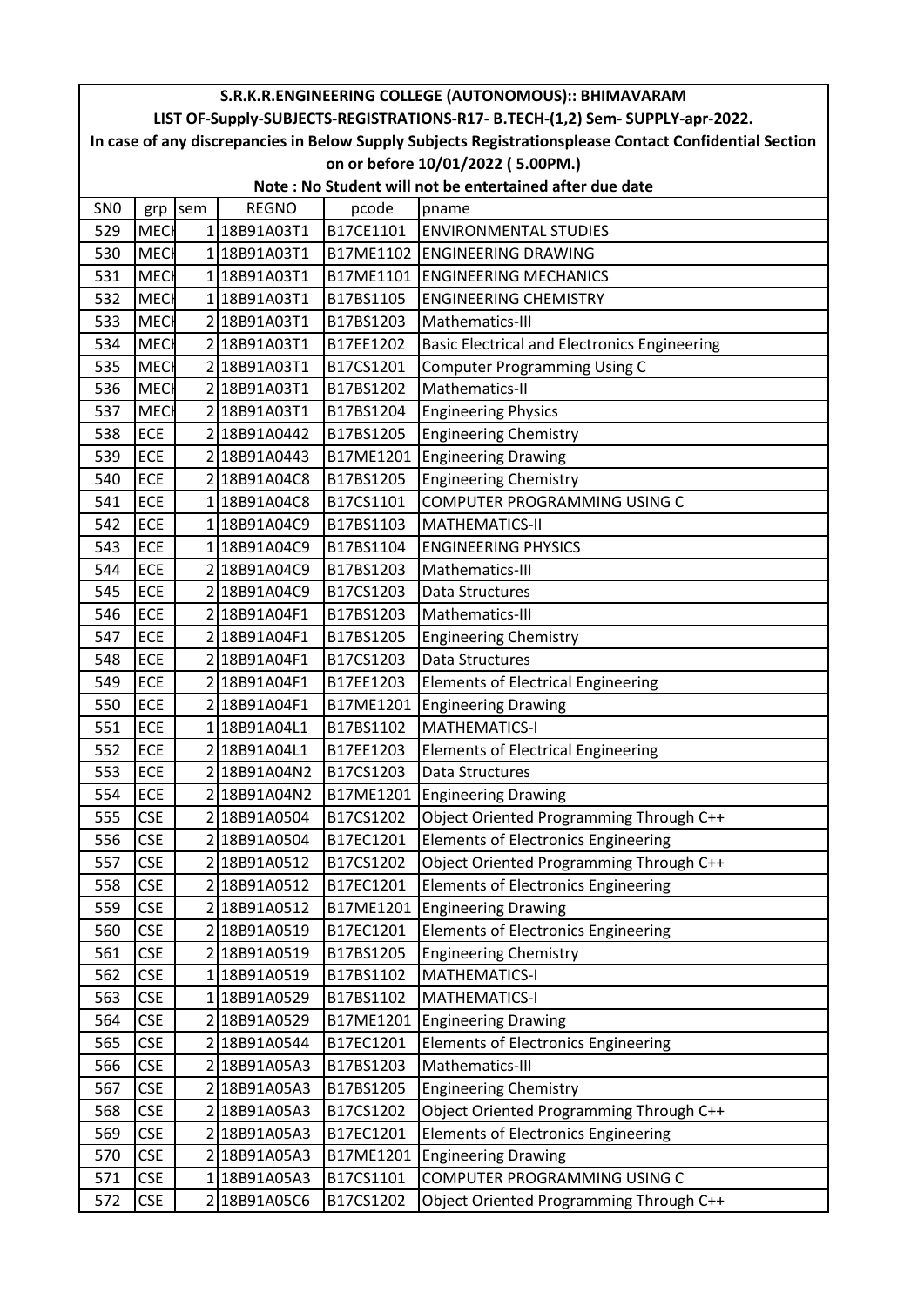# S.R.K.R.ENGINEERING COLLEGE (AUTONOMOUS):: BHIMAVARAM

## LIST OF-Supply-SUBJECTS-REGISTRATIONS-R17- B.TECH-(1,2) Sem- SUPPLY-apr-2022.

In case of any discrepancies in Below Supply Subjects Registrationsplease Contact Confidential Section on or before 10/01/2022 ( 5.00PM.)

**Note : No Student will not be entertained after due date**

| SN0 | grp | sem | REGNO | pcode | pname |
|---|---|---|---|---|---|
| 529 | MECH | 1 | 18B91A03T1 | B17CE1101 | ENVIRONMENTAL STUDIES |
| 530 | MECH | 1 | 18B91A03T1 | B17ME1102 | ENGINEERING DRAWING |
| 531 | MECH | 1 | 18B91A03T1 | B17ME1101 | ENGINEERING MECHANICS |
| 532 | MECH | 1 | 18B91A03T1 | B17BS1105 | ENGINEERING CHEMISTRY |
| 533 | MECH | 2 | 18B91A03T1 | B17BS1203 | Mathematics-III |
| 534 | MECH | 2 | 18B91A03T1 | B17EE1202 | Basic Electrical and Electronics Engineering |
| 535 | MECH | 2 | 18B91A03T1 | B17CS1201 | Computer Programming Using C |
| 536 | MECH | 2 | 18B91A03T1 | B17BS1202 | Mathematics-II |
| 537 | MECH | 2 | 18B91A03T1 | B17BS1204 | Engineering Physics |
| 538 | ECE | 2 | 18B91A0442 | B17BS1205 | Engineering Chemistry |
| 539 | ECE | 2 | 18B91A0443 | B17ME1201 | Engineering Drawing |
| 540 | ECE | 2 | 18B91A04C8 | B17BS1205 | Engineering Chemistry |
| 541 | ECE | 1 | 18B91A04C8 | B17CS1101 | COMPUTER PROGRAMMING USING C |
| 542 | ECE | 1 | 18B91A04C9 | B17BS1103 | MATHEMATICS-II |
| 543 | ECE | 1 | 18B91A04C9 | B17BS1104 | ENGINEERING PHYSICS |
| 544 | ECE | 2 | 18B91A04C9 | B17BS1203 | Mathematics-III |
| 545 | ECE | 2 | 18B91A04C9 | B17CS1203 | Data Structures |
| 546 | ECE | 2 | 18B91A04F1 | B17BS1203 | Mathematics-III |
| 547 | ECE | 2 | 18B91A04F1 | B17BS1205 | Engineering Chemistry |
| 548 | ECE | 2 | 18B91A04F1 | B17CS1203 | Data Structures |
| 549 | ECE | 2 | 18B91A04F1 | B17EE1203 | Elements of Electrical Engineering |
| 550 | ECE | 2 | 18B91A04F1 | B17ME1201 | Engineering Drawing |
| 551 | ECE | 1 | 18B91A04L1 | B17BS1102 | MATHEMATICS-I |
| 552 | ECE | 2 | 18B91A04L1 | B17EE1203 | Elements of Electrical Engineering |
| 553 | ECE | 2 | 18B91A04N2 | B17CS1203 | Data Structures |
| 554 | ECE | 2 | 18B91A04N2 | B17ME1201 | Engineering Drawing |
| 555 | CSE | 2 | 18B91A0504 | B17CS1202 | Object Oriented Programming Through C++ |
| 556 | CSE | 2 | 18B91A0504 | B17EC1201 | Elements of Electronics Engineering |
| 557 | CSE | 2 | 18B91A0512 | B17CS1202 | Object Oriented Programming Through C++ |
| 558 | CSE | 2 | 18B91A0512 | B17EC1201 | Elements of Electronics Engineering |
| 559 | CSE | 2 | 18B91A0512 | B17ME1201 | Engineering Drawing |
| 560 | CSE | 2 | 18B91A0519 | B17EC1201 | Elements of Electronics Engineering |
| 561 | CSE | 2 | 18B91A0519 | B17BS1205 | Engineering Chemistry |
| 562 | CSE | 1 | 18B91A0519 | B17BS1102 | MATHEMATICS-I |
| 563 | CSE | 1 | 18B91A0529 | B17BS1102 | MATHEMATICS-I |
| 564 | CSE | 2 | 18B91A0529 | B17ME1201 | Engineering Drawing |
| 565 | CSE | 2 | 18B91A0544 | B17EC1201 | Elements of Electronics Engineering |
| 566 | CSE | 2 | 18B91A05A3 | B17BS1203 | Mathematics-III |
| 567 | CSE | 2 | 18B91A05A3 | B17BS1205 | Engineering Chemistry |
| 568 | CSE | 2 | 18B91A05A3 | B17CS1202 | Object Oriented Programming Through C++ |
| 569 | CSE | 2 | 18B91A05A3 | B17EC1201 | Elements of Electronics Engineering |
| 570 | CSE | 2 | 18B91A05A3 | B17ME1201 | Engineering Drawing |
| 571 | CSE | 1 | 18B91A05A3 | B17CS1101 | COMPUTER PROGRAMMING USING C |
| 572 | CSE | 2 | 18B91A05C6 | B17CS1202 | Object Oriented Programming Through C++ |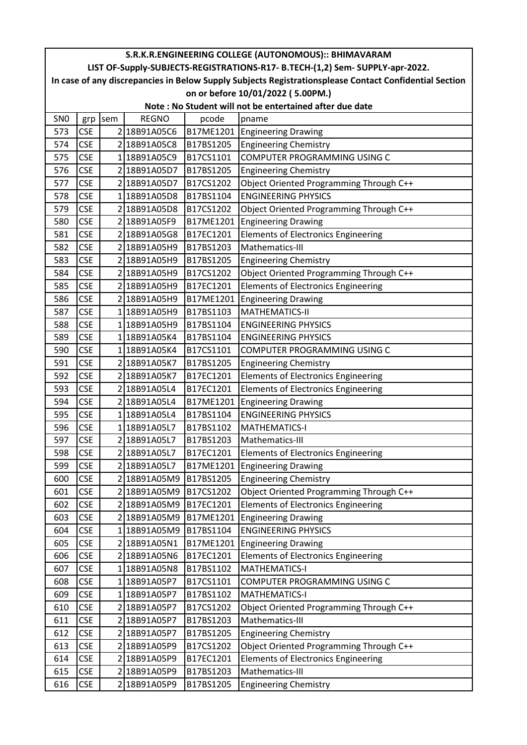| S.R.K.R.ENGINEERING COLLEGE (AUTONOMOUS):: BHIMAVARAM | | | | | |
|---|---|---|---|---|---|
| LIST OF-Supply-SUBJECTS-REGISTRATIONS-R17- B.TECH-(1,2) Sem- SUPPLY-apr-2022. | | | | | |
| In case of any discrepancies in Below Supply Subjects Registrationsplease Contact Confidential Section | | | | | |
| on or before 10/01/2022 ( 5.00PM.) | | | | | |
| Note : No Student will not be entertained after due date | | | | | |
| SN0 | grp | sem | REGNO | pcode | pname |
| 573 | CSE | 2 | 18B91A05C6 | B17ME1201 | Engineering Drawing |
| 574 | CSE | 2 | 18B91A05C8 | B17BS1205 | Engineering Chemistry |
| 575 | CSE | 1 | 18B91A05C9 | B17CS1101 | COMPUTER PROGRAMMING USING C |
| 576 | CSE | 2 | 18B91A05D7 | B17BS1205 | Engineering Chemistry |
| 577 | CSE | 2 | 18B91A05D7 | B17CS1202 | Object Oriented Programming Through C++ |
| 578 | CSE | 1 | 18B91A05D8 | B17BS1104 | ENGINEERING PHYSICS |
| 579 | CSE | 2 | 18B91A05D8 | B17CS1202 | Object Oriented Programming Through C++ |
| 580 | CSE | 2 | 18B91A05F9 | B17ME1201 | Engineering Drawing |
| 581 | CSE | 2 | 18B91A05G8 | B17EC1201 | Elements of Electronics Engineering |
| 582 | CSE | 2 | 18B91A05H9 | B17BS1203 | Mathematics-III |
| 583 | CSE | 2 | 18B91A05H9 | B17BS1205 | Engineering Chemistry |
| 584 | CSE | 2 | 18B91A05H9 | B17CS1202 | Object Oriented Programming Through C++ |
| 585 | CSE | 2 | 18B91A05H9 | B17EC1201 | Elements of Electronics Engineering |
| 586 | CSE | 2 | 18B91A05H9 | B17ME1201 | Engineering Drawing |
| 587 | CSE | 1 | 18B91A05H9 | B17BS1103 | MATHEMATICS-II |
| 588 | CSE | 1 | 18B91A05H9 | B17BS1104 | ENGINEERING PHYSICS |
| 589 | CSE | 1 | 18B91A05K4 | B17BS1104 | ENGINEERING PHYSICS |
| 590 | CSE | 1 | 18B91A05K4 | B17CS1101 | COMPUTER PROGRAMMING USING C |
| 591 | CSE | 2 | 18B91A05K7 | B17BS1205 | Engineering Chemistry |
| 592 | CSE | 2 | 18B91A05K7 | B17EC1201 | Elements of Electronics Engineering |
| 593 | CSE | 2 | 18B91A05L4 | B17EC1201 | Elements of Electronics Engineering |
| 594 | CSE | 2 | 18B91A05L4 | B17ME1201 | Engineering Drawing |
| 595 | CSE | 1 | 18B91A05L4 | B17BS1104 | ENGINEERING PHYSICS |
| 596 | CSE | 1 | 18B91A05L7 | B17BS1102 | MATHEMATICS-I |
| 597 | CSE | 2 | 18B91A05L7 | B17BS1203 | Mathematics-III |
| 598 | CSE | 2 | 18B91A05L7 | B17EC1201 | Elements of Electronics Engineering |
| 599 | CSE | 2 | 18B91A05L7 | B17ME1201 | Engineering Drawing |
| 600 | CSE | 2 | 18B91A05M9 | B17BS1205 | Engineering Chemistry |
| 601 | CSE | 2 | 18B91A05M9 | B17CS1202 | Object Oriented Programming Through C++ |
| 602 | CSE | 2 | 18B91A05M9 | B17EC1201 | Elements of Electronics Engineering |
| 603 | CSE | 2 | 18B91A05M9 | B17ME1201 | Engineering Drawing |
| 604 | CSE | 1 | 18B91A05M9 | B17BS1104 | ENGINEERING PHYSICS |
| 605 | CSE | 2 | 18B91A05N1 | B17ME1201 | Engineering Drawing |
| 606 | CSE | 2 | 18B91A05N6 | B17EC1201 | Elements of Electronics Engineering |
| 607 | CSE | 1 | 18B91A05N8 | B17BS1102 | MATHEMATICS-I |
| 608 | CSE | 1 | 18B91A05P7 | B17CS1101 | COMPUTER PROGRAMMING USING C |
| 609 | CSE | 1 | 18B91A05P7 | B17BS1102 | MATHEMATICS-I |
| 610 | CSE | 2 | 18B91A05P7 | B17CS1202 | Object Oriented Programming Through C++ |
| 611 | CSE | 2 | 18B91A05P7 | B17BS1203 | Mathematics-III |
| 612 | CSE | 2 | 18B91A05P7 | B17BS1205 | Engineering Chemistry |
| 613 | CSE | 2 | 18B91A05P9 | B17CS1202 | Object Oriented Programming Through C++ |
| 614 | CSE | 2 | 18B91A05P9 | B17EC1201 | Elements of Electronics Engineering |
| 615 | CSE | 2 | 18B91A05P9 | B17BS1203 | Mathematics-III |
| 616 | CSE | 2 | 18B91A05P9 | B17BS1205 | Engineering Chemistry |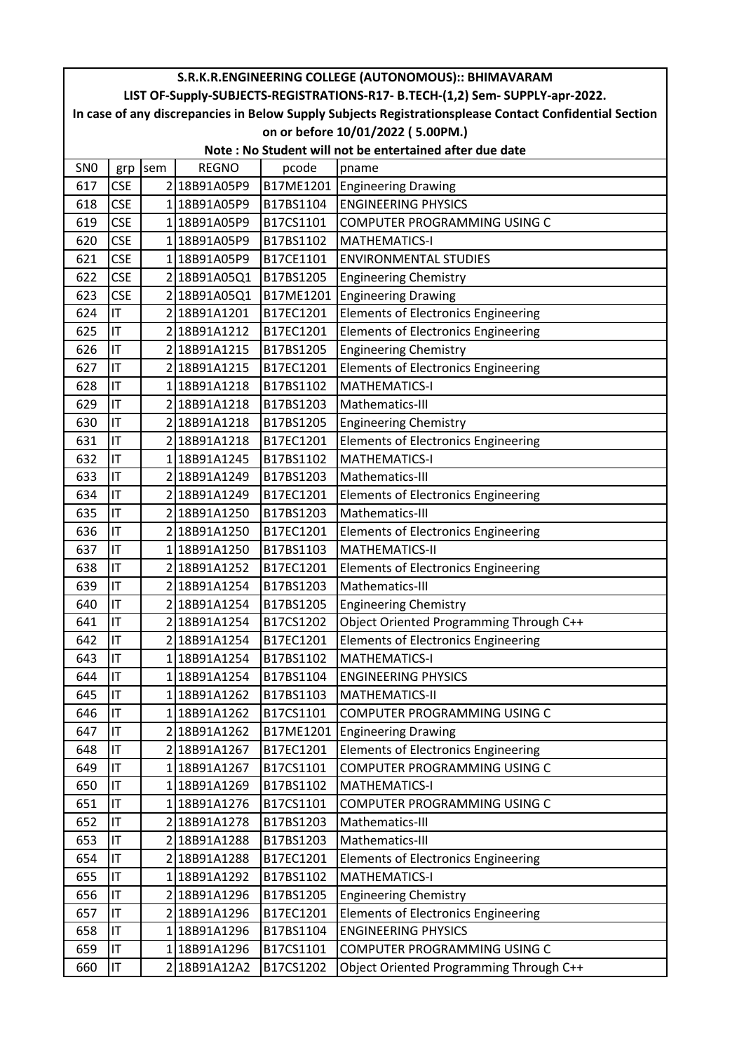# S.R.K.R.ENGINEERING COLLEGE (AUTONOMOUS):: BHIMAVARAM

## LIST OF-Supply-SUBJECTS-REGISTRATIONS-R17- B.TECH-(1,2) Sem- SUPPLY-apr-2022.

In case of any discrepancies in Below Supply Subjects Registrationsplease Contact Confidential Section on or before 10/01/2022 ( 5.00PM.)

**Note : No Student will not be entertained after due date**

| SN0 | grp | sem | REGNO | pcode | pname |
|---|---|---|---|---|---|
| 617 | CSE | 2 | 18B91A05P9 | B17ME1201 | Engineering Drawing |
| 618 | CSE | 1 | 18B91A05P9 | B17BS1104 | ENGINEERING PHYSICS |
| 619 | CSE | 1 | 18B91A05P9 | B17CS1101 | COMPUTER PROGRAMMING USING C |
| 620 | CSE | 1 | 18B91A05P9 | B17BS1102 | MATHEMATICS-I |
| 621 | CSE | 1 | 18B91A05P9 | B17CE1101 | ENVIRONMENTAL STUDIES |
| 622 | CSE | 2 | 18B91A05Q1 | B17BS1205 | Engineering Chemistry |
| 623 | CSE | 2 | 18B91A05Q1 | B17ME1201 | Engineering Drawing |
| 624 | IT | 2 | 18B91A1201 | B17EC1201 | Elements of Electronics Engineering |
| 625 | IT | 2 | 18B91A1212 | B17EC1201 | Elements of Electronics Engineering |
| 626 | IT | 2 | 18B91A1215 | B17BS1205 | Engineering Chemistry |
| 627 | IT | 2 | 18B91A1215 | B17EC1201 | Elements of Electronics Engineering |
| 628 | IT | 1 | 18B91A1218 | B17BS1102 | MATHEMATICS-I |
| 629 | IT | 2 | 18B91A1218 | B17BS1203 | Mathematics-III |
| 630 | IT | 2 | 18B91A1218 | B17BS1205 | Engineering Chemistry |
| 631 | IT | 2 | 18B91A1218 | B17EC1201 | Elements of Electronics Engineering |
| 632 | IT | 1 | 18B91A1245 | B17BS1102 | MATHEMATICS-I |
| 633 | IT | 2 | 18B91A1249 | B17BS1203 | Mathematics-III |
| 634 | IT | 2 | 18B91A1249 | B17EC1201 | Elements of Electronics Engineering |
| 635 | IT | 2 | 18B91A1250 | B17BS1203 | Mathematics-III |
| 636 | IT | 2 | 18B91A1250 | B17EC1201 | Elements of Electronics Engineering |
| 637 | IT | 1 | 18B91A1250 | B17BS1103 | MATHEMATICS-II |
| 638 | IT | 2 | 18B91A1252 | B17EC1201 | Elements of Electronics Engineering |
| 639 | IT | 2 | 18B91A1254 | B17BS1203 | Mathematics-III |
| 640 | IT | 2 | 18B91A1254 | B17BS1205 | Engineering Chemistry |
| 641 | IT | 2 | 18B91A1254 | B17CS1202 | Object Oriented Programming Through C++ |
| 642 | IT | 2 | 18B91A1254 | B17EC1201 | Elements of Electronics Engineering |
| 643 | IT | 1 | 18B91A1254 | B17BS1102 | MATHEMATICS-I |
| 644 | IT | 1 | 18B91A1254 | B17BS1104 | ENGINEERING PHYSICS |
| 645 | IT | 1 | 18B91A1262 | B17BS1103 | MATHEMATICS-II |
| 646 | IT | 1 | 18B91A1262 | B17CS1101 | COMPUTER PROGRAMMING USING C |
| 647 | IT | 2 | 18B91A1262 | B17ME1201 | Engineering Drawing |
| 648 | IT | 2 | 18B91A1267 | B17EC1201 | Elements of Electronics Engineering |
| 649 | IT | 1 | 18B91A1267 | B17CS1101 | COMPUTER PROGRAMMING USING C |
| 650 | IT | 1 | 18B91A1269 | B17BS1102 | MATHEMATICS-I |
| 651 | IT | 1 | 18B91A1276 | B17CS1101 | COMPUTER PROGRAMMING USING C |
| 652 | IT | 2 | 18B91A1278 | B17BS1203 | Mathematics-III |
| 653 | IT | 2 | 18B91A1288 | B17BS1203 | Mathematics-III |
| 654 | IT | 2 | 18B91A1288 | B17EC1201 | Elements of Electronics Engineering |
| 655 | IT | 1 | 18B91A1292 | B17BS1102 | MATHEMATICS-I |
| 656 | IT | 2 | 18B91A1296 | B17BS1205 | Engineering Chemistry |
| 657 | IT | 2 | 18B91A1296 | B17EC1201 | Elements of Electronics Engineering |
| 658 | IT | 1 | 18B91A1296 | B17BS1104 | ENGINEERING PHYSICS |
| 659 | IT | 1 | 18B91A1296 | B17CS1101 | COMPUTER PROGRAMMING USING C |
| 660 | IT | 2 | 18B91A12A2 | B17CS1202 | Object Oriented Programming Through C++ |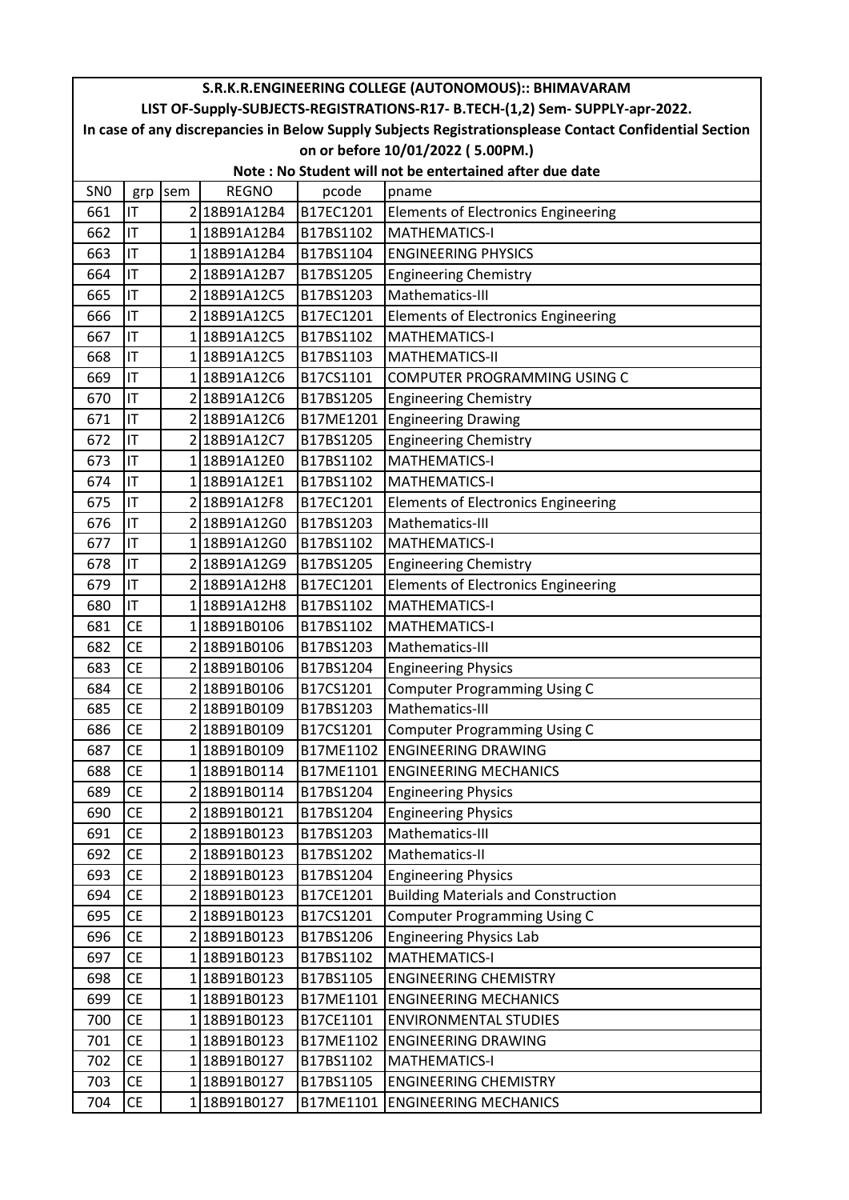# S.R.K.R.ENGINEERING COLLEGE (AUTONOMOUS):: BHIMAVARAM

## LIST OF-Supply-SUBJECTS-REGISTRATIONS-R17- B.TECH-(1,2) Sem- SUPPLY-apr-2022.

In case of any discrepancies in Below Supply Subjects Registrationsplease Contact Confidential Section on or before 10/01/2022 ( 5.00PM.)

**Note : No Student will not be entertained after due date**

| SN0 | grp | sem | REGNO | pcode | pname |
|---|---|---|---|---|---|
| 661 | IT | 2 | 18B91A12B4 | B17EC1201 | Elements of Electronics Engineering |
| 662 | IT | 1 | 18B91A12B4 | B17BS1102 | MATHEMATICS-I |
| 663 | IT | 1 | 18B91A12B4 | B17BS1104 | ENGINEERING PHYSICS |
| 664 | IT | 2 | 18B91A12B7 | B17BS1205 | Engineering Chemistry |
| 665 | IT | 2 | 18B91A12C5 | B17BS1203 | Mathematics-III |
| 666 | IT | 2 | 18B91A12C5 | B17EC1201 | Elements of Electronics Engineering |
| 667 | IT | 1 | 18B91A12C5 | B17BS1102 | MATHEMATICS-I |
| 668 | IT | 1 | 18B91A12C5 | B17BS1103 | MATHEMATICS-II |
| 669 | IT | 1 | 18B91A12C6 | B17CS1101 | COMPUTER PROGRAMMING USING C |
| 670 | IT | 2 | 18B91A12C6 | B17BS1205 | Engineering Chemistry |
| 671 | IT | 2 | 18B91A12C6 | B17ME1201 | Engineering Drawing |
| 672 | IT | 2 | 18B91A12C7 | B17BS1205 | Engineering Chemistry |
| 673 | IT | 1 | 18B91A12E0 | B17BS1102 | MATHEMATICS-I |
| 674 | IT | 1 | 18B91A12E1 | B17BS1102 | MATHEMATICS-I |
| 675 | IT | 2 | 18B91A12F8 | B17EC1201 | Elements of Electronics Engineering |
| 676 | IT | 2 | 18B91A12G0 | B17BS1203 | Mathematics-III |
| 677 | IT | 1 | 18B91A12G0 | B17BS1102 | MATHEMATICS-I |
| 678 | IT | 2 | 18B91A12G9 | B17BS1205 | Engineering Chemistry |
| 679 | IT | 2 | 18B91A12H8 | B17EC1201 | Elements of Electronics Engineering |
| 680 | IT | 1 | 18B91A12H8 | B17BS1102 | MATHEMATICS-I |
| 681 | CE | 1 | 18B91B0106 | B17BS1102 | MATHEMATICS-I |
| 682 | CE | 2 | 18B91B0106 | B17BS1203 | Mathematics-III |
| 683 | CE | 2 | 18B91B0106 | B17BS1204 | Engineering Physics |
| 684 | CE | 2 | 18B91B0106 | B17CS1201 | Computer Programming Using C |
| 685 | CE | 2 | 18B91B0109 | B17BS1203 | Mathematics-III |
| 686 | CE | 2 | 18B91B0109 | B17CS1201 | Computer Programming Using C |
| 687 | CE | 1 | 18B91B0109 | B17ME1102 | ENGINEERING DRAWING |
| 688 | CE | 1 | 18B91B0114 | B17ME1101 | ENGINEERING MECHANICS |
| 689 | CE | 2 | 18B91B0114 | B17BS1204 | Engineering Physics |
| 690 | CE | 2 | 18B91B0121 | B17BS1204 | Engineering Physics |
| 691 | CE | 2 | 18B91B0123 | B17BS1203 | Mathematics-III |
| 692 | CE | 2 | 18B91B0123 | B17BS1202 | Mathematics-II |
| 693 | CE | 2 | 18B91B0123 | B17BS1204 | Engineering Physics |
| 694 | CE | 2 | 18B91B0123 | B17CE1201 | Building Materials and Construction |
| 695 | CE | 2 | 18B91B0123 | B17CS1201 | Computer Programming Using C |
| 696 | CE | 2 | 18B91B0123 | B17BS1206 | Engineering Physics Lab |
| 697 | CE | 1 | 18B91B0123 | B17BS1102 | MATHEMATICS-I |
| 698 | CE | 1 | 18B91B0123 | B17BS1105 | ENGINEERING CHEMISTRY |
| 699 | CE | 1 | 18B91B0123 | B17ME1101 | ENGINEERING MECHANICS |
| 700 | CE | 1 | 18B91B0123 | B17CE1101 | ENVIRONMENTAL STUDIES |
| 701 | CE | 1 | 18B91B0123 | B17ME1102 | ENGINEERING DRAWING |
| 702 | CE | 1 | 18B91B0127 | B17BS1102 | MATHEMATICS-I |
| 703 | CE | 1 | 18B91B0127 | B17BS1105 | ENGINEERING CHEMISTRY |
| 704 | CE | 1 | 18B91B0127 | B17ME1101 | ENGINEERING MECHANICS |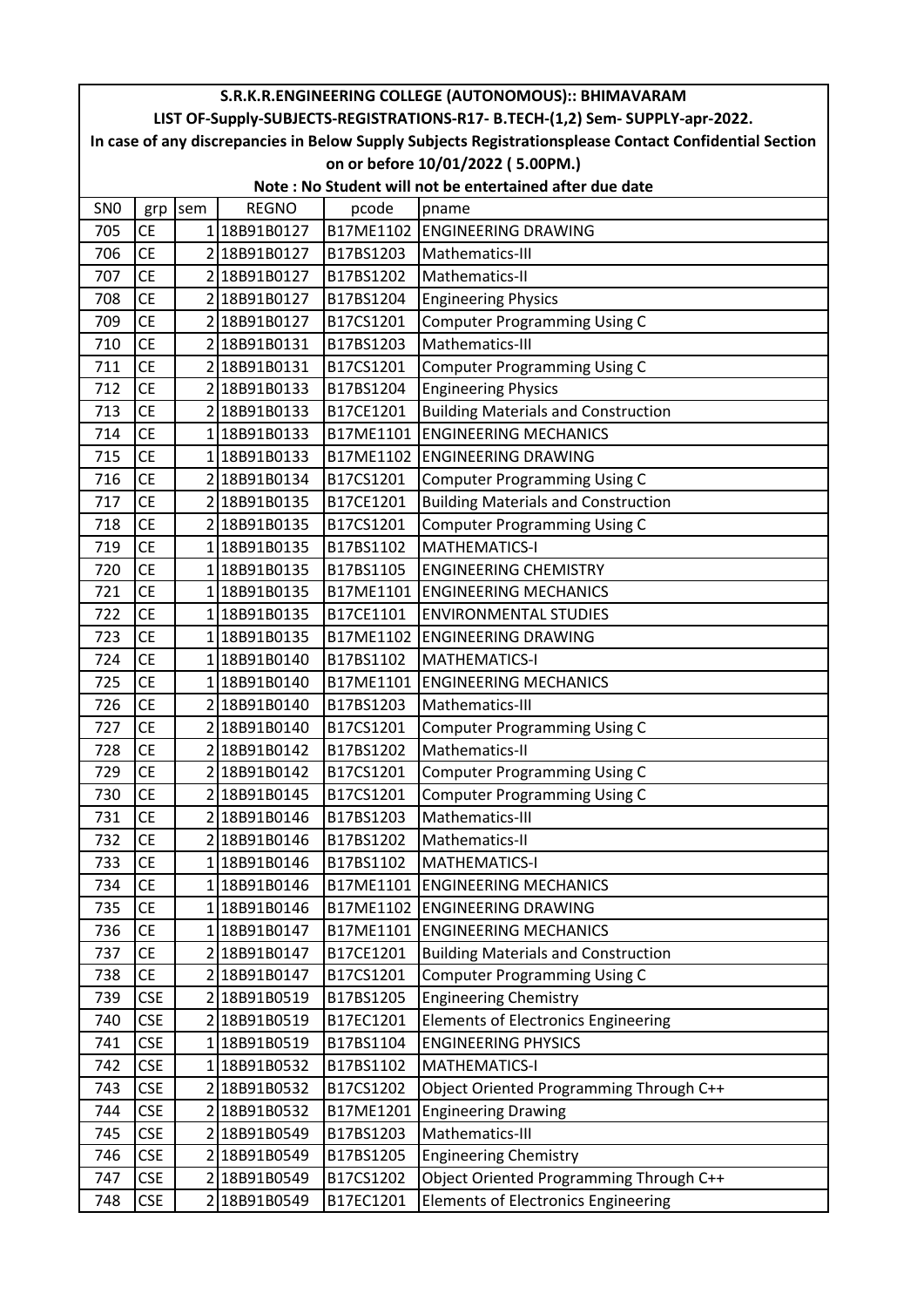**S.R.K.R.ENGINEERING COLLEGE (AUTONOMOUS):: BHIMAVARAM**

**LIST OF-Supply-SUBJECTS-REGISTRATIONS-R17- B.TECH-(1,2) Sem- SUPPLY-apr-2022.**

**In case of any discrepancies in Below Supply Subjects Registrationsplease Contact Confidential Section on or before 10/01/2022 ( 5.00PM.)**

**Note : No Student will not be entertained after due date**

| SN0 | grp | sem | REGNO | pcode | pname |
|---|---|---|---|---|---|
| 705 | CE | 1 | 18B91B0127 | B17ME1102 | ENGINEERING DRAWING |
| 706 | CE | 2 | 18B91B0127 | B17BS1203 | Mathematics-III |
| 707 | CE | 2 | 18B91B0127 | B17BS1202 | Mathematics-II |
| 708 | CE | 2 | 18B91B0127 | B17BS1204 | Engineering Physics |
| 709 | CE | 2 | 18B91B0127 | B17CS1201 | Computer Programming Using C |
| 710 | CE | 2 | 18B91B0131 | B17BS1203 | Mathematics-III |
| 711 | CE | 2 | 18B91B0131 | B17CS1201 | Computer Programming Using C |
| 712 | CE | 2 | 18B91B0133 | B17BS1204 | Engineering Physics |
| 713 | CE | 2 | 18B91B0133 | B17CE1201 | Building Materials and Construction |
| 714 | CE | 1 | 18B91B0133 | B17ME1101 | ENGINEERING MECHANICS |
| 715 | CE | 1 | 18B91B0133 | B17ME1102 | ENGINEERING DRAWING |
| 716 | CE | 2 | 18B91B0134 | B17CS1201 | Computer Programming Using C |
| 717 | CE | 2 | 18B91B0135 | B17CE1201 | Building Materials and Construction |
| 718 | CE | 2 | 18B91B0135 | B17CS1201 | Computer Programming Using C |
| 719 | CE | 1 | 18B91B0135 | B17BS1102 | MATHEMATICS-I |
| 720 | CE | 1 | 18B91B0135 | B17BS1105 | ENGINEERING CHEMISTRY |
| 721 | CE | 1 | 18B91B0135 | B17ME1101 | ENGINEERING MECHANICS |
| 722 | CE | 1 | 18B91B0135 | B17CE1101 | ENVIRONMENTAL STUDIES |
| 723 | CE | 1 | 18B91B0135 | B17ME1102 | ENGINEERING DRAWING |
| 724 | CE | 1 | 18B91B0140 | B17BS1102 | MATHEMATICS-I |
| 725 | CE | 1 | 18B91B0140 | B17ME1101 | ENGINEERING MECHANICS |
| 726 | CE | 2 | 18B91B0140 | B17BS1203 | Mathematics-III |
| 727 | CE | 2 | 18B91B0140 | B17CS1201 | Computer Programming Using C |
| 728 | CE | 2 | 18B91B0142 | B17BS1202 | Mathematics-II |
| 729 | CE | 2 | 18B91B0142 | B17CS1201 | Computer Programming Using C |
| 730 | CE | 2 | 18B91B0145 | B17CS1201 | Computer Programming Using C |
| 731 | CE | 2 | 18B91B0146 | B17BS1203 | Mathematics-III |
| 732 | CE | 2 | 18B91B0146 | B17BS1202 | Mathematics-II |
| 733 | CE | 1 | 18B91B0146 | B17BS1102 | MATHEMATICS-I |
| 734 | CE | 1 | 18B91B0146 | B17ME1101 | ENGINEERING MECHANICS |
| 735 | CE | 1 | 18B91B0146 | B17ME1102 | ENGINEERING DRAWING |
| 736 | CE | 1 | 18B91B0147 | B17ME1101 | ENGINEERING MECHANICS |
| 737 | CE | 2 | 18B91B0147 | B17CE1201 | Building Materials and Construction |
| 738 | CE | 2 | 18B91B0147 | B17CS1201 | Computer Programming Using C |
| 739 | CSE | 2 | 18B91B0519 | B17BS1205 | Engineering Chemistry |
| 740 | CSE | 2 | 18B91B0519 | B17EC1201 | Elements of Electronics Engineering |
| 741 | CSE | 1 | 18B91B0519 | B17BS1104 | ENGINEERING PHYSICS |
| 742 | CSE | 1 | 18B91B0532 | B17BS1102 | MATHEMATICS-I |
| 743 | CSE | 2 | 18B91B0532 | B17CS1202 | Object Oriented Programming Through C++ |
| 744 | CSE | 2 | 18B91B0532 | B17ME1201 | Engineering Drawing |
| 745 | CSE | 2 | 18B91B0549 | B17BS1203 | Mathematics-III |
| 746 | CSE | 2 | 18B91B0549 | B17BS1205 | Engineering Chemistry |
| 747 | CSE | 2 | 18B91B0549 | B17CS1202 | Object Oriented Programming Through C++ |
| 748 | CSE | 2 | 18B91B0549 | B17EC1201 | Elements of Electronics Engineering |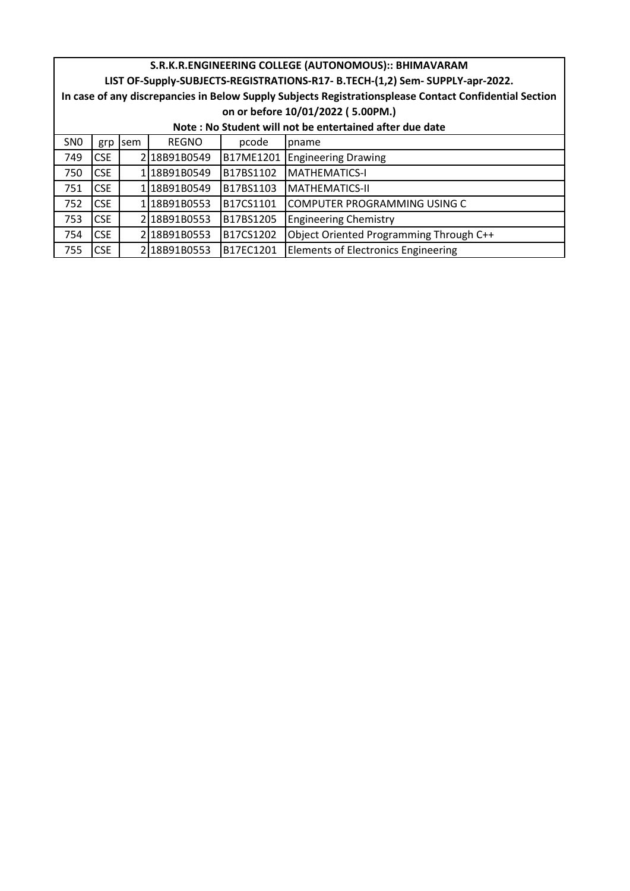**S.R.K.R.ENGINEERING COLLEGE (AUTONOMOUS):: BHIMAVARAM**

**LIST OF-Supply-SUBJECTS-REGISTRATIONS-R17- B.TECH-(1,2) Sem- SUPPLY-apr-2022.**

**In case of any discrepancies in Below Supply Subjects Registrationsplease Contact Confidential Section on or before 10/01/2022 ( 5.00PM.)**

**Note : No Student will not be entertained after due date**

| SN0 | grp | sem | REGNO | pcode | pname |
|---|---|---|---|---|---|
| 749 | CSE | 2 | 18B91B0549 | B17ME1201 | Engineering Drawing |
| 750 | CSE | 1 | 18B91B0549 | B17BS1102 | MATHEMATICS-I |
| 751 | CSE | 1 | 18B91B0549 | B17BS1103 | MATHEMATICS-II |
| 752 | CSE | 1 | 18B91B0553 | B17CS1101 | COMPUTER PROGRAMMING USING C |
| 753 | CSE | 2 | 18B91B0553 | B17BS1205 | Engineering Chemistry |
| 754 | CSE | 2 | 18B91B0553 | B17CS1202 | Object Oriented Programming Through C++ |
| 755 | CSE | 2 | 18B91B0553 | B17EC1201 | Elements of Electronics Engineering |